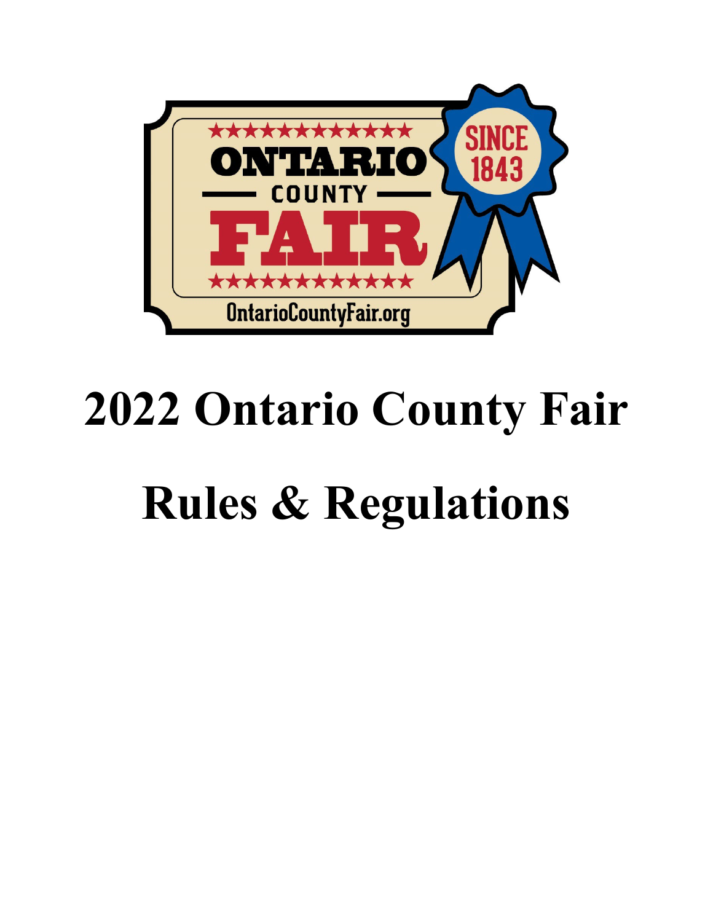★★★★★★★★★★★★★

ONTARIO

COUNTY

FAIR

★★★★★★★★★★★★★

OntarioCountyFair.org

SINCE 1843

# 2022 Ontario County Fair

# Rules & Regulations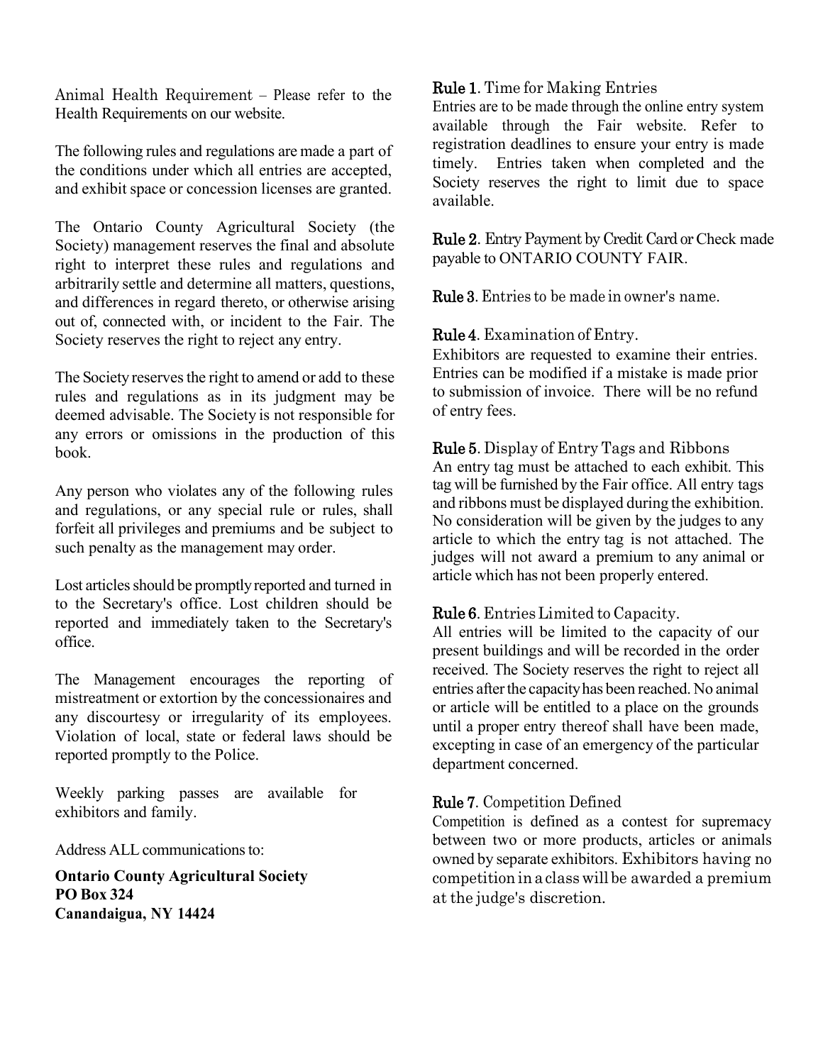Animal Health Requirement – Please refer to the Health Requirements on our website.

The following rules and regulations are made a part of the conditions under which all entries are accepted, and exhibit space or concession licenses are granted.

The Ontario County Agricultural Society (the Society) management reserves the final and absolute right to interpret these rules and regulations and arbitrarily settle and determine all matters, questions, and differences in regard thereto, or otherwise arising out of, connected with, or incident to the Fair. The Society reserves the right to reject any entry.

The Society reserves the right to amend or add to these rules and regulations as in its judgment may be deemed advisable. The Society is not responsible for any errors or omissions in the production of this book.

Any person who violates any of the following rules and regulations, or any special rule or rules, shall forfeit all privileges and premiums and be subject to such penalty as the management may order.

Lost articles should be promptly reported and turned in to the Secretary's office. Lost children should be reported and immediately taken to the Secretary's office.

The Management encourages the reporting of mistreatment or extortion by the concessionaires and any discourtesy or irregularity of its employees. Violation of local, state or federal laws should be reported promptly to the Police.

Weekly parking passes are available for exhibitors and family.

Address ALL communications to:

**Ontario County Agricultural Society**
**PO Box 324**
**Canandaigua, NY 14424**

**Rule 1**. Time for Making Entries
Entries are to be made through the online entry system available through the Fair website. Refer to registration deadlines to ensure your entry is made timely. Entries taken when completed and the Society reserves the right to limit due to space available.

**Rule 2**. Entry Payment by Credit Card or Check made payable to ONTARIO COUNTY FAIR.

**Rule 3**. Entries to be made in owner's name.

**Rule 4**. Examination of Entry.
Exhibitors are requested to examine their entries. Entries can be modified if a mistake is made prior to submission of invoice. There will be no refund of entry fees.

**Rule 5**. Display of Entry Tags and Ribbons
An entry tag must be attached to each exhibit. This tag will be furnished by the Fair office. All entry tags and ribbons must be displayed during the exhibition. No consideration will be given by the judges to any article to which the entry tag is not attached. The judges will not award a premium to any animal or article which has not been properly entered.

**Rule 6**. Entries Limited to Capacity.
All entries will be limited to the capacity of our present buildings and will be recorded in the order received. The Society reserves the right to reject all entries after the capacity has been reached. No animal or article will be entitled to a place on the grounds until a proper entry thereof shall have been made, excepting in case of an emergency of the particular department concerned.

**Rule 7**. Competition Defined
Competition is defined as a contest for supremacy between two or more products, articles or animals owned by separate exhibitors. Exhibitors having no competition in a class will be awarded a premium at the judge's discretion.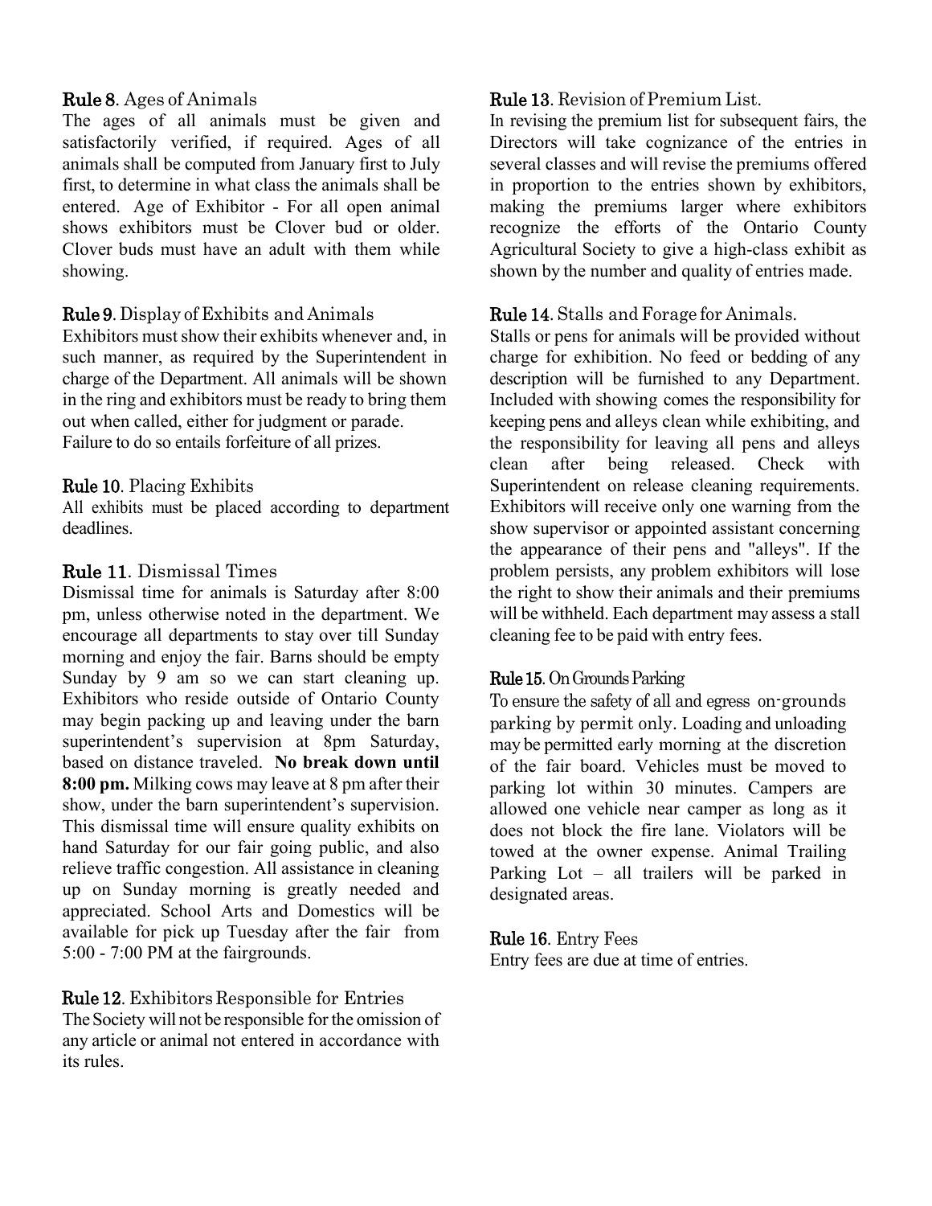**Rule 8**. Ages of Animals

The ages of all animals must be given and satisfactorily verified, if required. Ages of all animals shall be computed from January first to July first, to determine in what class the animals shall be entered. Age of Exhibitor - For all open animal shows exhibitors must be Clover bud or older. Clover buds must have an adult with them while showing.

**Rule 9**. Display of Exhibits and Animals

Exhibitors must show their exhibits whenever and, in such manner, as required by the Superintendent in charge of the Department. All animals will be shown in the ring and exhibitors must be ready to bring them out when called, either for judgment or parade. Failure to do so entails forfeiture of all prizes.

**Rule 10**. Placing Exhibits

All exhibits must be placed according to department deadlines.

**Rule 11**. Dismissal Times

Dismissal time for animals is Saturday after 8:00 pm, unless otherwise noted in the department. We encourage all departments to stay over till Sunday morning and enjoy the fair. Barns should be empty Sunday by 9 am so we can start cleaning up. Exhibitors who reside outside of Ontario County may begin packing up and leaving under the barn superintendent's supervision at 8pm Saturday, based on distance traveled. **No break down until 8:00 pm.** Milking cows may leave at 8 pm after their show, under the barn superintendent's supervision. This dismissal time will ensure quality exhibits on hand Saturday for our fair going public, and also relieve traffic congestion. All assistance in cleaning up on Sunday morning is greatly needed and appreciated. School Arts and Domestics will be available for pick up Tuesday after the fair from 5:00 - 7:00 PM at the fairgrounds.

**Rule 12**. Exhibitors Responsible for Entries

The Society will not be responsible for the omission of any article or animal not entered in accordance with its rules.

**Rule 13**. Revision of Premium List.

In revising the premium list for subsequent fairs, the Directors will take cognizance of the entries in several classes and will revise the premiums offered in proportion to the entries shown by exhibitors, making the premiums larger where exhibitors recognize the efforts of the Ontario County Agricultural Society to give a high-class exhibit as shown by the number and quality of entries made.

**Rule 14**. Stalls and Forage for Animals.

Stalls or pens for animals will be provided without charge for exhibition. No feed or bedding of any description will be furnished to any Department. Included with showing comes the responsibility for keeping pens and alleys clean while exhibiting, and the responsibility for leaving all pens and alleys clean after being released. Check with Superintendent on release cleaning requirements. Exhibitors will receive only one warning from the show supervisor or appointed assistant concerning the appearance of their pens and "alleys". If the problem persists, any problem exhibitors will lose the right to show their animals and their premiums will be withheld. Each department may assess a stall cleaning fee to be paid with entry fees.

**Rule 15**. On Grounds Parking

To ensure the safety of all and egress on-grounds parking by permit only. Loading and unloading may be permitted early morning at the discretion of the fair board. Vehicles must be moved to parking lot within 30 minutes. Campers are allowed one vehicle near camper as long as it does not block the fire lane. Violators will be towed at the owner expense. Animal Trailing Parking Lot – all trailers will be parked in designated areas.

**Rule 16**. Entry Fees

Entry fees are due at time of entries.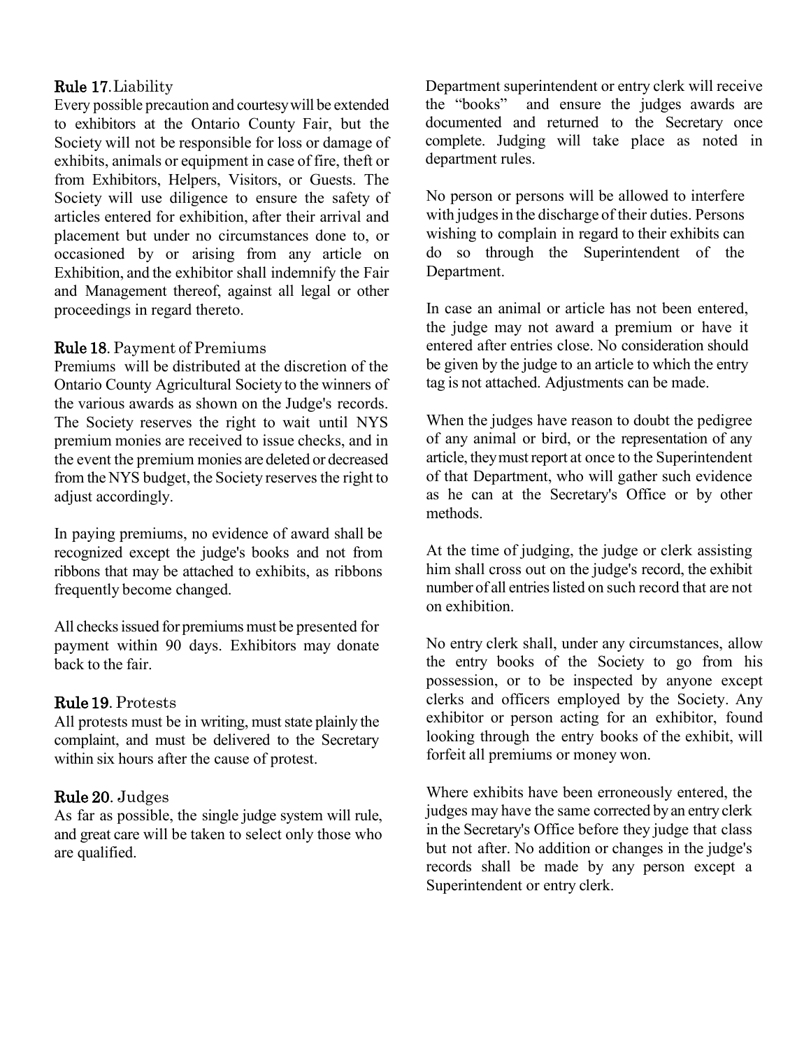**Rule 17.** Liability

Every possible precaution and courtesy will be extended to exhibitors at the Ontario County Fair, but the Society will not be responsible for loss or damage of exhibits, animals or equipment in case of fire, theft or from Exhibitors, Helpers, Visitors, or Guests. The Society will use diligence to ensure the safety of articles entered for exhibition, after their arrival and placement but under no circumstances done to, or occasioned by or arising from any article on Exhibition, and the exhibitor shall indemnify the Fair and Management thereof, against all legal or other proceedings in regard thereto.

**Rule 18.** Payment of Premiums

Premiums will be distributed at the discretion of the Ontario County Agricultural Society to the winners of the various awards as shown on the Judge's records. The Society reserves the right to wait until NYS premium monies are received to issue checks, and in the event the premium monies are deleted or decreased from the NYS budget, the Society reserves the right to adjust accordingly.

In paying premiums, no evidence of award shall be recognized except the judge's books and not from ribbons that may be attached to exhibits, as ribbons frequently become changed.

All checks issued for premiums must be presented for payment within 90 days. Exhibitors may donate back to the fair.

**Rule 19.** Protests

All protests must be in writing, must state plainly the complaint, and must be delivered to the Secretary within six hours after the cause of protest.

**Rule 20.** Judges

As far as possible, the single judge system will rule, and great care will be taken to select only those who are qualified.

Department superintendent or entry clerk will receive the "books" and ensure the judges awards are documented and returned to the Secretary once complete. Judging will take place as noted in department rules.

No person or persons will be allowed to interfere with judges in the discharge of their duties. Persons wishing to complain in regard to their exhibits can do so through the Superintendent of the Department.

In case an animal or article has not been entered, the judge may not award a premium or have it entered after entries close. No consideration should be given by the judge to an article to which the entry tag is not attached. Adjustments can be made.

When the judges have reason to doubt the pedigree of any animal or bird, or the representation of any article, they must report at once to the Superintendent of that Department, who will gather such evidence as he can at the Secretary's Office or by other methods.

At the time of judging, the judge or clerk assisting him shall cross out on the judge's record, the exhibit number of all entries listed on such record that are not on exhibition.

No entry clerk shall, under any circumstances, allow the entry books of the Society to go from his possession, or to be inspected by anyone except clerks and officers employed by the Society. Any exhibitor or person acting for an exhibitor, found looking through the entry books of the exhibit, will forfeit all premiums or money won.

Where exhibits have been erroneously entered, the judges may have the same corrected by an entry clerk in the Secretary's Office before they judge that class but not after. No addition or changes in the judge's records shall be made by any person except a Superintendent or entry clerk.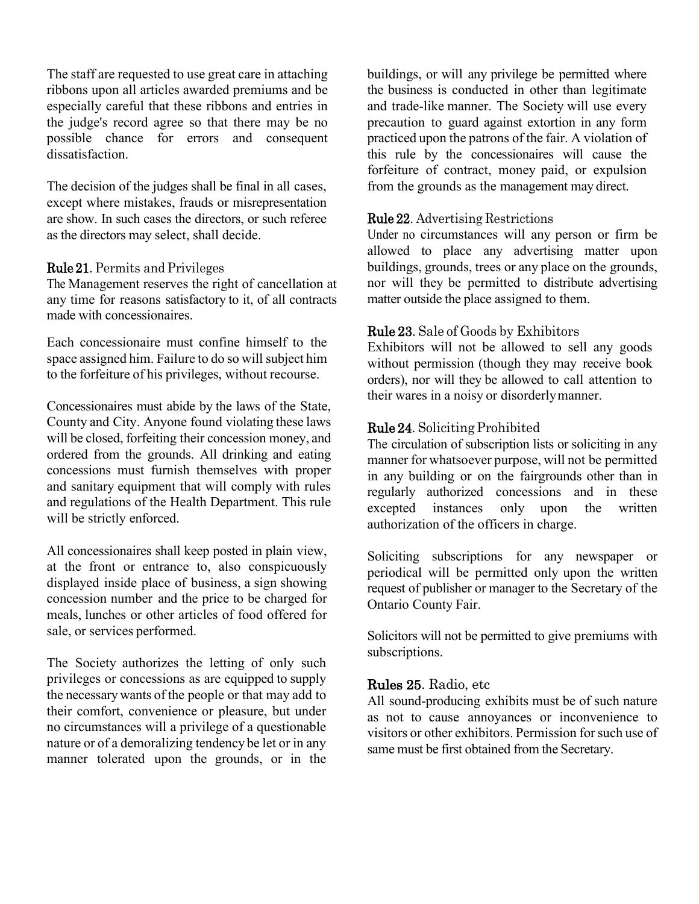The staff are requested to use great care in attaching ribbons upon all articles awarded premiums and be especially careful that these ribbons and entries in the judge's record agree so that there may be no possible chance for errors and consequent dissatisfaction.

The decision of the judges shall be final in all cases, except where mistakes, frauds or misrepresentation are show. In such cases the directors, or such referee as the directors may select, shall decide.

### Rule 21. Permits and Privileges

The Management reserves the right of cancellation at any time for reasons satisfactory to it, of all contracts made with concessionaires.

Each concessionaire must confine himself to the space assigned him. Failure to do so will subject him to the forfeiture of his privileges, without recourse.

Concessionaires must abide by the laws of the State, County and City. Anyone found violating these laws will be closed, forfeiting their concession money, and ordered from the grounds. All drinking and eating concessions must furnish themselves with proper and sanitary equipment that will comply with rules and regulations of the Health Department. This rule will be strictly enforced.

All concessionaires shall keep posted in plain view, at the front or entrance to, also conspicuously displayed inside place of business, a sign showing concession number and the price to be charged for meals, lunches or other articles of food offered for sale, or services performed.

The Society authorizes the letting of only such privileges or concessions as are equipped to supply the necessary wants of the people or that may add to their comfort, convenience or pleasure, but under no circumstances will a privilege of a questionable nature or of a demoralizing tendency be let or in any manner tolerated upon the grounds, or in the buildings, or will any privilege be permitted where the business is conducted in other than legitimate and trade-like manner. The Society will use every precaution to guard against extortion in any form practiced upon the patrons of the fair. A violation of this rule by the concessionaires will cause the forfeiture of contract, money paid, or expulsion from the grounds as the management may direct.

### Rule 22. Advertising Restrictions

Under no circumstances will any person or firm be allowed to place any advertising matter upon buildings, grounds, trees or any place on the grounds, nor will they be permitted to distribute advertising matter outside the place assigned to them.

### Rule 23. Sale of Goods by Exhibitors

Exhibitors will not be allowed to sell any goods without permission (though they may receive book orders), nor will they be allowed to call attention to their wares in a noisy or disorderly manner.

### Rule 24. Soliciting Prohibited

The circulation of subscription lists or soliciting in any manner for whatsoever purpose, will not be permitted in any building or on the fairgrounds other than in regularly authorized concessions and in these excepted instances only upon the written authorization of the officers in charge.

Soliciting subscriptions for any newspaper or periodical will be permitted only upon the written request of publisher or manager to the Secretary of the Ontario County Fair.

Solicitors will not be permitted to give premiums with subscriptions.

### Rules 25. Radio, etc

All sound-producing exhibits must be of such nature as not to cause annoyances or inconvenience to visitors or other exhibitors. Permission for such use of same must be first obtained from the Secretary.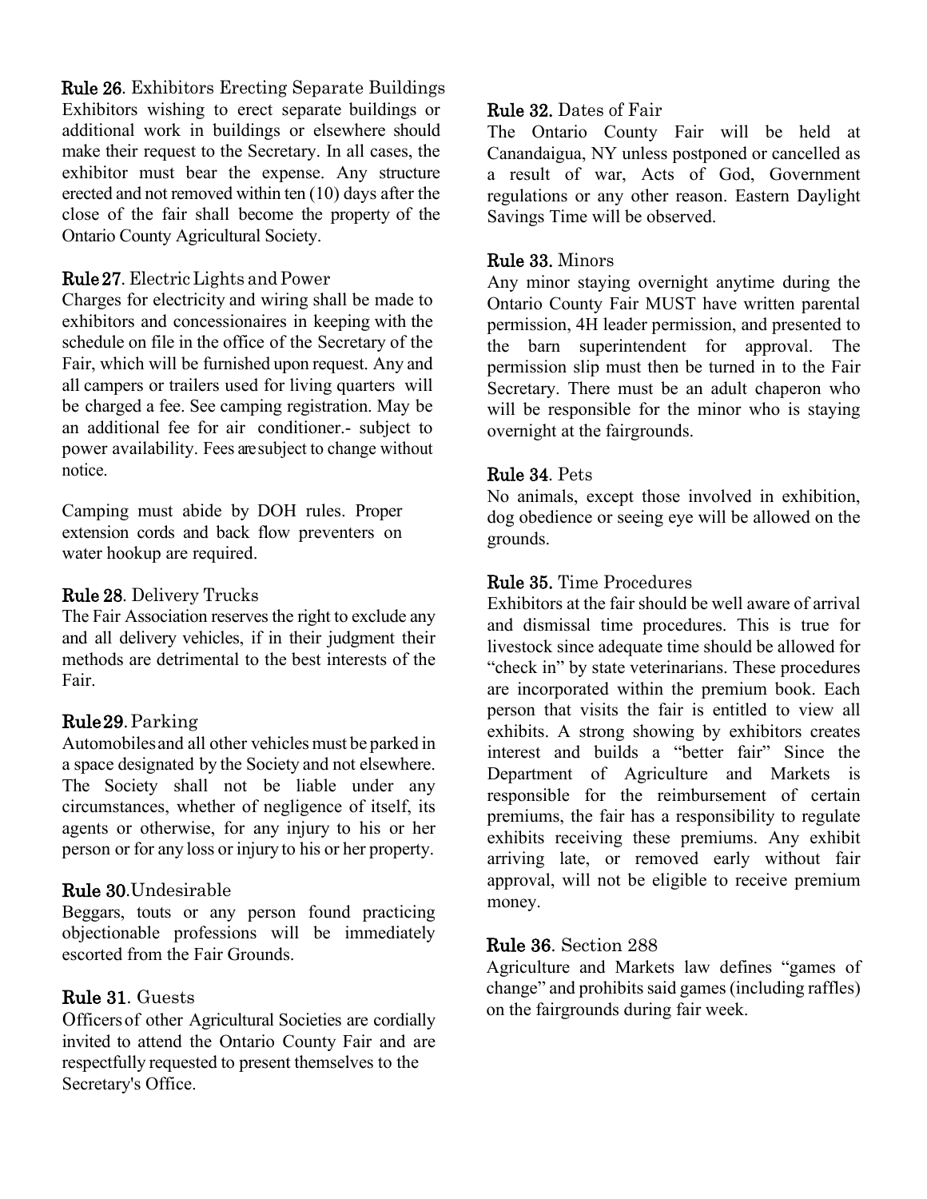**Rule 26**. Exhibitors Erecting Separate Buildings
Exhibitors wishing to erect separate buildings or additional work in buildings or elsewhere should make their request to the Secretary. In all cases, the exhibitor must bear the expense. Any structure erected and not removed within ten (10) days after the close of the fair shall become the property of the Ontario County Agricultural Society.

**Rule 27**. Electric Lights and Power
Charges for electricity and wiring shall be made to exhibitors and concessionaires in keeping with the schedule on file in the office of the Secretary of the Fair, which will be furnished upon request. Any and all campers or trailers used for living quarters will be charged a fee. See camping registration. May be an additional fee for air conditioner.- subject to power availability. Fees are subject to change without notice.

Camping must abide by DOH rules. Proper extension cords and back flow preventers on water hookup are required.

**Rule 28**. Delivery Trucks
The Fair Association reserves the right to exclude any and all delivery vehicles, if in their judgment their methods are detrimental to the best interests of the Fair.

**Rule 29**. Parking
Automobiles and all other vehicles must be parked in a space designated by the Society and not elsewhere. The Society shall not be liable under any circumstances, whether of negligence of itself, its agents or otherwise, for any injury to his or her person or for any loss or injury to his or her property.

**Rule 30**. Undesirable
Beggars, touts or any person found practicing objectionable professions will be immediately escorted from the Fair Grounds.

**Rule 31**. Guests
Officers of other Agricultural Societies are cordially invited to attend the Ontario County Fair and are respectfully requested to present themselves to the Secretary's Office.

**Rule 32.** Dates of Fair
The Ontario County Fair will be held at Canandaigua, NY unless postponed or cancelled as a result of war, Acts of God, Government regulations or any other reason. Eastern Daylight Savings Time will be observed.

**Rule 33.** Minors
Any minor staying overnight anytime during the Ontario County Fair MUST have written parental permission, 4H leader permission, and presented to the barn superintendent for approval. The permission slip must then be turned in to the Fair Secretary. There must be an adult chaperon who will be responsible for the minor who is staying overnight at the fairgrounds.

**Rule 34**. Pets
No animals, except those involved in exhibition, dog obedience or seeing eye will be allowed on the grounds.

**Rule 35.** Time Procedures
Exhibitors at the fair should be well aware of arrival and dismissal time procedures. This is true for livestock since adequate time should be allowed for "check in" by state veterinarians. These procedures are incorporated within the premium book. Each person that visits the fair is entitled to view all exhibits. A strong showing by exhibitors creates interest and builds a "better fair" Since the Department of Agriculture and Markets is responsible for the reimbursement of certain premiums, the fair has a responsibility to regulate exhibits receiving these premiums. Any exhibit arriving late, or removed early without fair approval, will not be eligible to receive premium money.

**Rule 36**. Section 288
Agriculture and Markets law defines "games of change" and prohibits said games (including raffles) on the fairgrounds during fair week.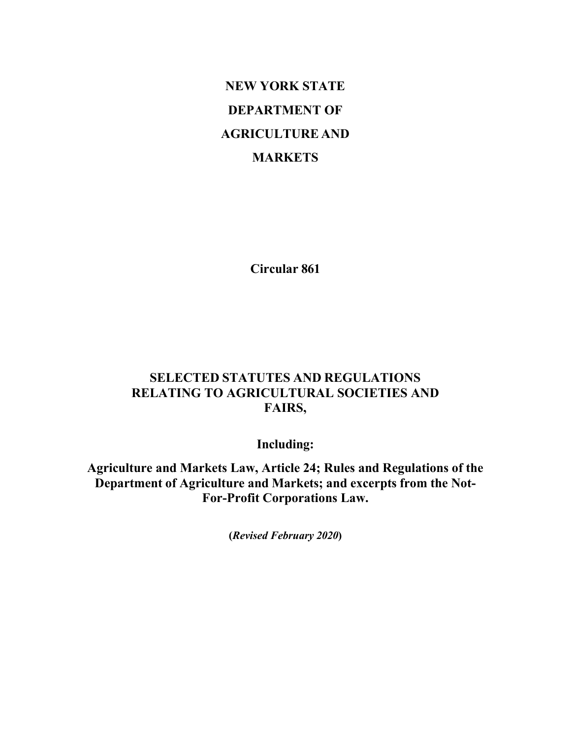# NEW YORK STATE DEPARTMENT OF AGRICULTURE AND MARKETS

## Circular 861

## SELECTED STATUTES AND REGULATIONS RELATING TO AGRICULTURAL SOCIETIES AND FAIRS,

### Including:

### Agriculture and Markets Law, Article 24; Rules and Regulations of the Department of Agriculture and Markets; and excerpts from the Not-For-Profit Corporations Law.

**(*Revised February 2020*)**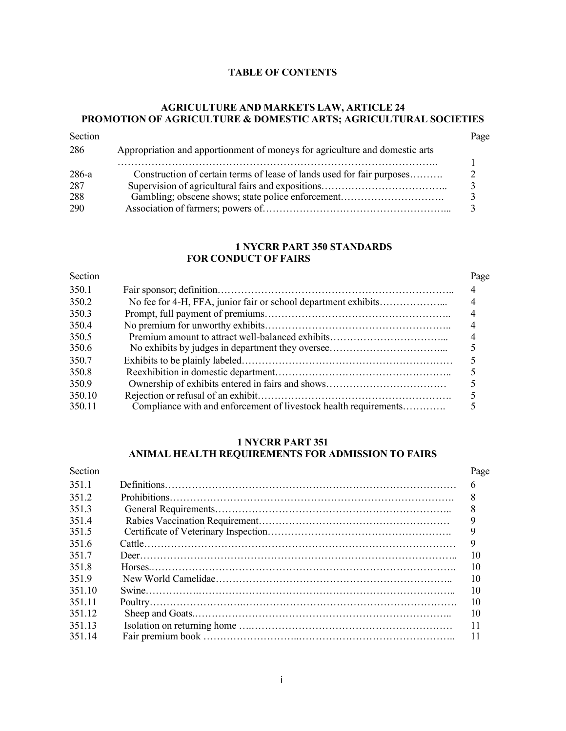## TABLE OF CONTENTS

### AGRICULTURE AND MARKETS LAW, ARTICLE 24
### PROMOTION OF AGRICULTURE & DOMESTIC ARTS; AGRICULTURAL SOCIETIES

| Section | | Page |
|---|---|---|
| 286 | Appropriation and apportionment of moneys for agriculture and domestic arts | 1 |
| 286-a | Construction of certain terms of lease of lands used for fair purposes | 2 |
| 287 | Supervision of agricultural fairs and expositions | 3 |
| 288 | Gambling; obscene shows; state police enforcement | 3 |
| 290 | Association of farmers; powers of | 3 |

### 1 NYCRR PART 350 STANDARDS FOR CONDUCT OF FAIRS

| Section | | Page |
|---|---|---|
| 350.1 | Fair sponsor; definition | 4 |
| 350.2 | No fee for 4-H, FFA, junior fair or school department exhibits | 4 |
| 350.3 | Prompt, full payment of premiums | 4 |
| 350.4 | No premium for unworthy exhibits | 4 |
| 350.5 | Premium amount to attract well-balanced exhibits | 4 |
| 350.6 | No exhibits by judges in department they oversee | 5 |
| 350.7 | Exhibits to be plainly labeled | 5 |
| 350.8 | Reexhibition in domestic department | 5 |
| 350.9 | Ownership of exhibits entered in fairs and shows | 5 |
| 350.10 | Rejection or refusal of an exhibit | 5 |
| 350.11 | Compliance with and enforcement of livestock health requirements | 5 |

### 1 NYCRR PART 351
### ANIMAL HEALTH REQUIREMENTS FOR ADMISSION TO FAIRS

| Section | | Page |
|---|---|---|
| 351.1 | Definitions | 6 |
| 351.2 | Prohibitions | 8 |
| 351.3 | General Requirements | 8 |
| 351.4 | Rabies Vaccination Requirement | 9 |
| 351.5 | Certificate of Veterinary Inspection | 9 |
| 351.6 | Cattle | 9 |
| 351.7 | Deer | 10 |
| 351.8 | Horses | 10 |
| 351.9 | New World Camelidae | 10 |
| 351.10 | Swine | 10 |
| 351.11 | Poultry | 10 |
| 351.12 | Sheep and Goats | 10 |
| 351.13 | Isolation on returning home | 11 |
| 351.14 | Fair premium book | 11 |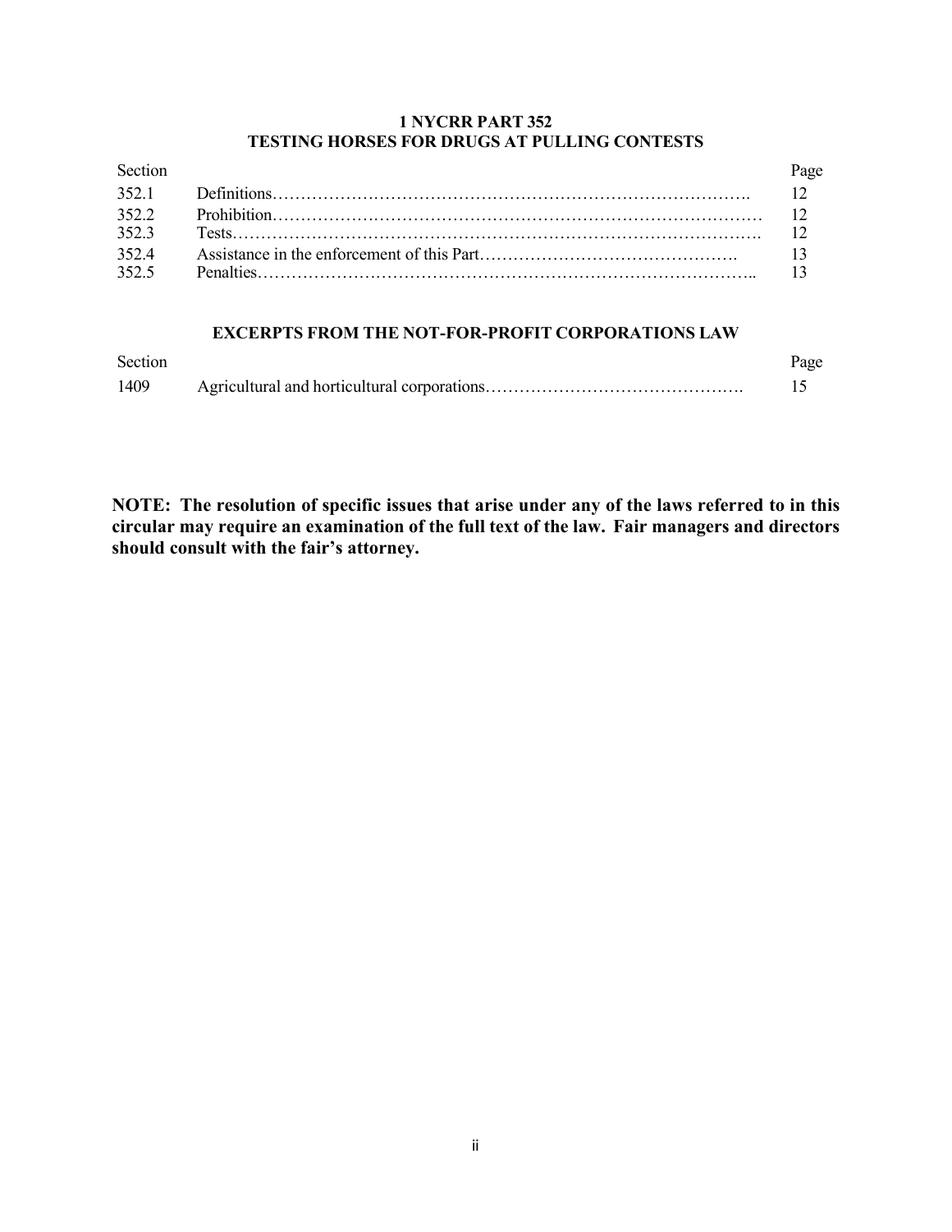## 1 NYCRR PART 352
## TESTING HORSES FOR DRUGS AT PULLING CONTESTS

| Section | | Page |
|---|---|---|
| 352.1 | Definitions | 12 |
| 352.2 | Prohibition | 12 |
| 352.3 | Tests | 12 |
| 352.4 | Assistance in the enforcement of this Part | 13 |
| 352.5 | Penalties | 13 |

## EXCERPTS FROM THE NOT-FOR-PROFIT CORPORATIONS LAW

| Section | | Page |
|---|---|---|
| 1409 | Agricultural and horticultural corporations | 15 |

**NOTE: The resolution of specific issues that arise under any of the laws referred to in this circular may require an examination of the full text of the law. Fair managers and directors should consult with the fair's attorney.**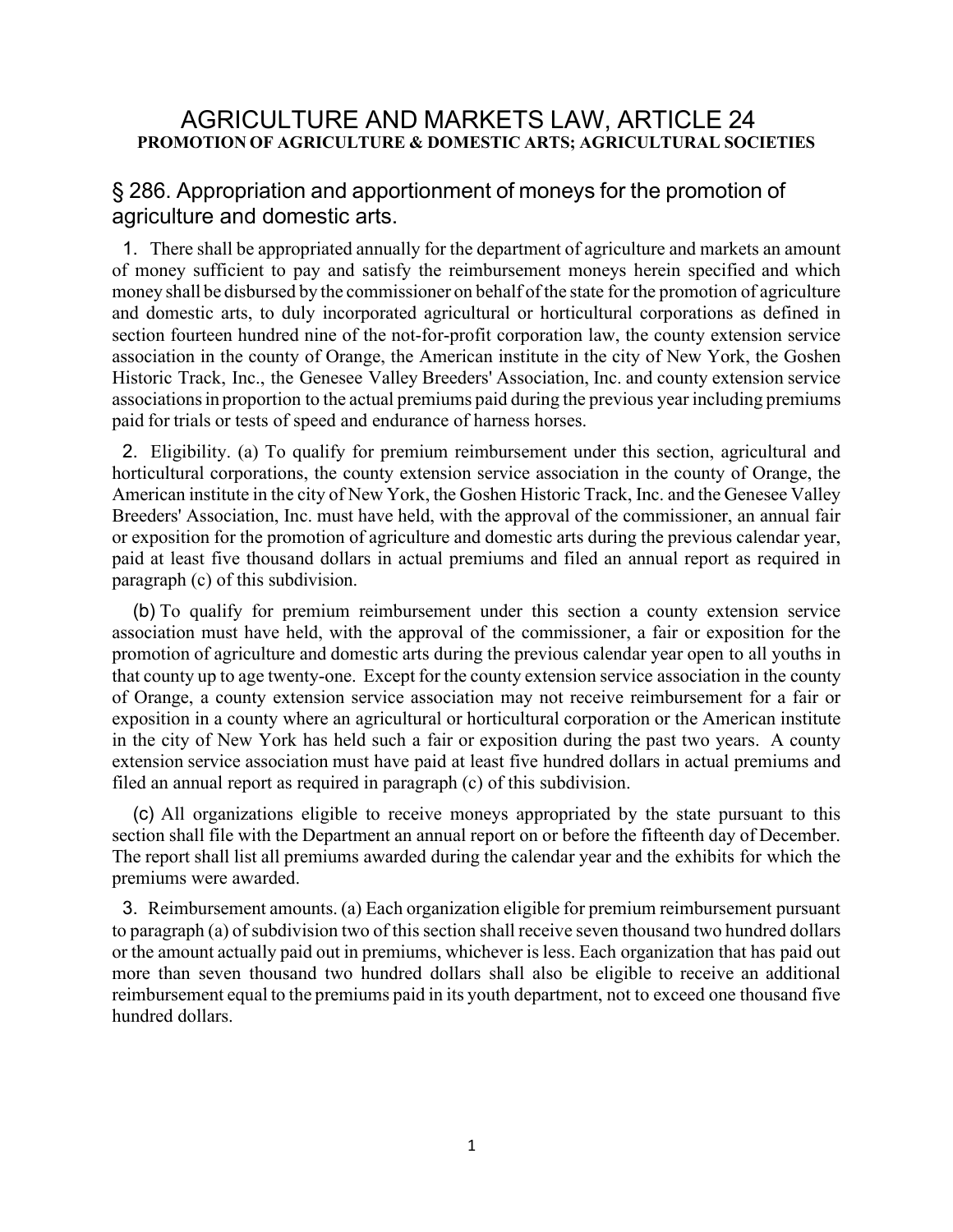# AGRICULTURE AND MARKETS LAW, ARTICLE 24

**PROMOTION OF AGRICULTURE & DOMESTIC ARTS; AGRICULTURAL SOCIETIES**

## § 286. Appropriation and apportionment of moneys for the promotion of agriculture and domestic arts.

1. There shall be appropriated annually for the department of agriculture and markets an amount of money sufficient to pay and satisfy the reimbursement moneys herein specified and which money shall be disbursed by the commissioner on behalf of the state for the promotion of agriculture and domestic arts, to duly incorporated agricultural or horticultural corporations as defined in section fourteen hundred nine of the not-for-profit corporation law, the county extension service association in the county of Orange, the American institute in the city of New York, the Goshen Historic Track, Inc., the Genesee Valley Breeders' Association, Inc. and county extension service associations in proportion to the actual premiums paid during the previous year including premiums paid for trials or tests of speed and endurance of harness horses.

2. Eligibility. (a) To qualify for premium reimbursement under this section, agricultural and horticultural corporations, the county extension service association in the county of Orange, the American institute in the city of New York, the Goshen Historic Track, Inc. and the Genesee Valley Breeders' Association, Inc. must have held, with the approval of the commissioner, an annual fair or exposition for the promotion of agriculture and domestic arts during the previous calendar year, paid at least five thousand dollars in actual premiums and filed an annual report as required in paragraph (c) of this subdivision.

(b) To qualify for premium reimbursement under this section a county extension service association must have held, with the approval of the commissioner, a fair or exposition for the promotion of agriculture and domestic arts during the previous calendar year open to all youths in that county up to age twenty-one. Except for the county extension service association in the county of Orange, a county extension service association may not receive reimbursement for a fair or exposition in a county where an agricultural or horticultural corporation or the American institute in the city of New York has held such a fair or exposition during the past two years. A county extension service association must have paid at least five hundred dollars in actual premiums and filed an annual report as required in paragraph (c) of this subdivision.

(c) All organizations eligible to receive moneys appropriated by the state pursuant to this section shall file with the Department an annual report on or before the fifteenth day of December. The report shall list all premiums awarded during the calendar year and the exhibits for which the premiums were awarded.

3. Reimbursement amounts. (a) Each organization eligible for premium reimbursement pursuant to paragraph (a) of subdivision two of this section shall receive seven thousand two hundred dollars or the amount actually paid out in premiums, whichever is less. Each organization that has paid out more than seven thousand two hundred dollars shall also be eligible to receive an additional reimbursement equal to the premiums paid in its youth department, not to exceed one thousand five hundred dollars.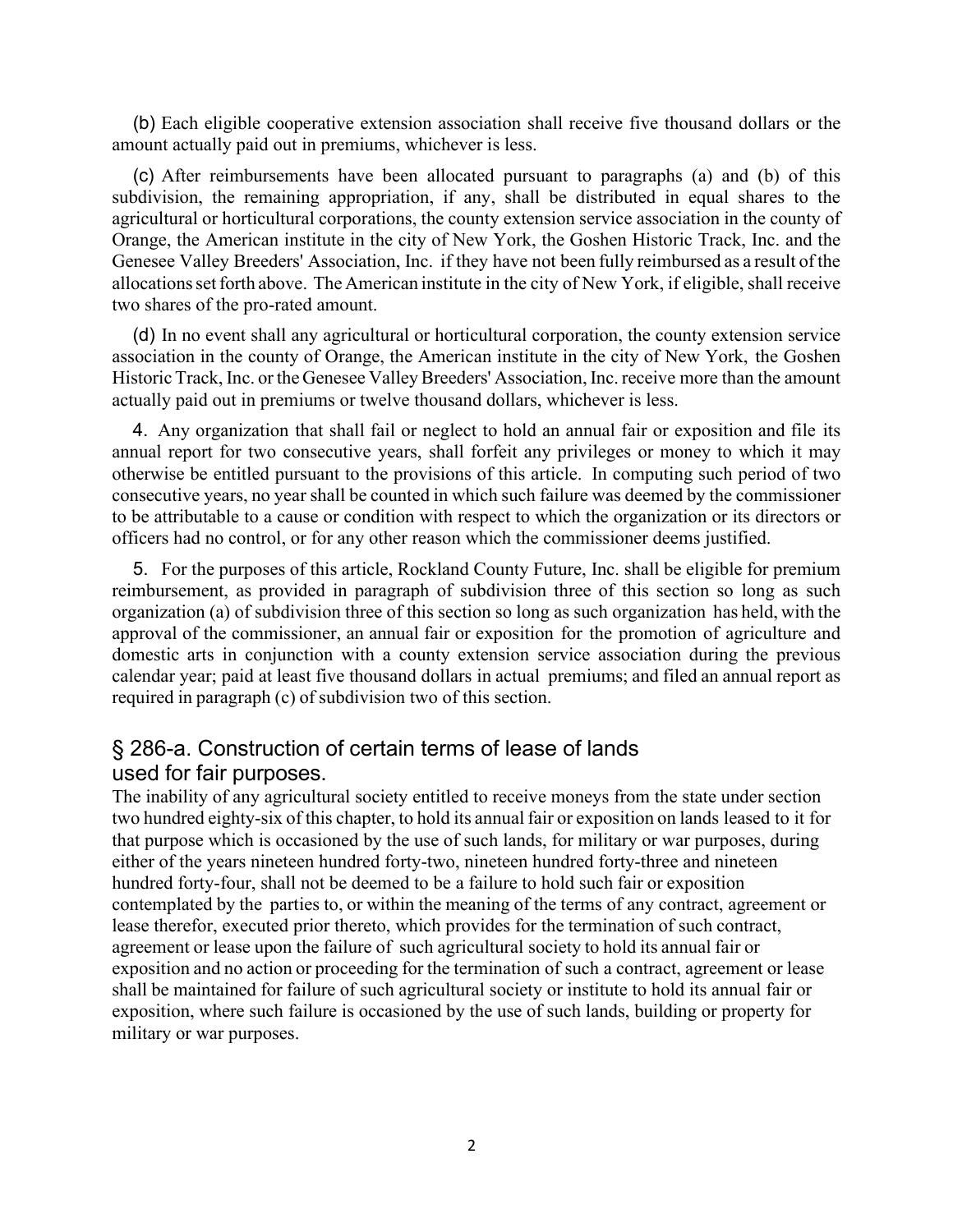(b) Each eligible cooperative extension association shall receive five thousand dollars or the amount actually paid out in premiums, whichever is less.

(c) After reimbursements have been allocated pursuant to paragraphs (a) and (b) of this subdivision, the remaining appropriation, if any, shall be distributed in equal shares to the agricultural or horticultural corporations, the county extension service association in the county of Orange, the American institute in the city of New York, the Goshen Historic Track, Inc. and the Genesee Valley Breeders' Association, Inc. if they have not been fully reimbursed as a result of the allocations set forth above. The American institute in the city of New York, if eligible, shall receive two shares of the pro-rated amount.

(d) In no event shall any agricultural or horticultural corporation, the county extension service association in the county of Orange, the American institute in the city of New York, the Goshen Historic Track, Inc. or the Genesee Valley Breeders' Association, Inc. receive more than the amount actually paid out in premiums or twelve thousand dollars, whichever is less.

4. Any organization that shall fail or neglect to hold an annual fair or exposition and file its annual report for two consecutive years, shall forfeit any privileges or money to which it may otherwise be entitled pursuant to the provisions of this article. In computing such period of two consecutive years, no year shall be counted in which such failure was deemed by the commissioner to be attributable to a cause or condition with respect to which the organization or its directors or officers had no control, or for any other reason which the commissioner deems justified.

5. For the purposes of this article, Rockland County Future, Inc. shall be eligible for premium reimbursement, as provided in paragraph of subdivision three of this section so long as such organization (a) of subdivision three of this section so long as such organization has held, with the approval of the commissioner, an annual fair or exposition for the promotion of agriculture and domestic arts in conjunction with a county extension service association during the previous calendar year; paid at least five thousand dollars in actual premiums; and filed an annual report as required in paragraph (c) of subdivision two of this section.

## § 286-a. Construction of certain terms of lease of lands used for fair purposes.

The inability of any agricultural society entitled to receive moneys from the state under section two hundred eighty-six of this chapter, to hold its annual fair or exposition on lands leased to it for that purpose which is occasioned by the use of such lands, for military or war purposes, during either of the years nineteen hundred forty-two, nineteen hundred forty-three and nineteen hundred forty-four, shall not be deemed to be a failure to hold such fair or exposition contemplated by the parties to, or within the meaning of the terms of any contract, agreement or lease therefor, executed prior thereto, which provides for the termination of such contract, agreement or lease upon the failure of such agricultural society to hold its annual fair or exposition and no action or proceeding for the termination of such a contract, agreement or lease shall be maintained for failure of such agricultural society or institute to hold its annual fair or exposition, where such failure is occasioned by the use of such lands, building or property for military or war purposes.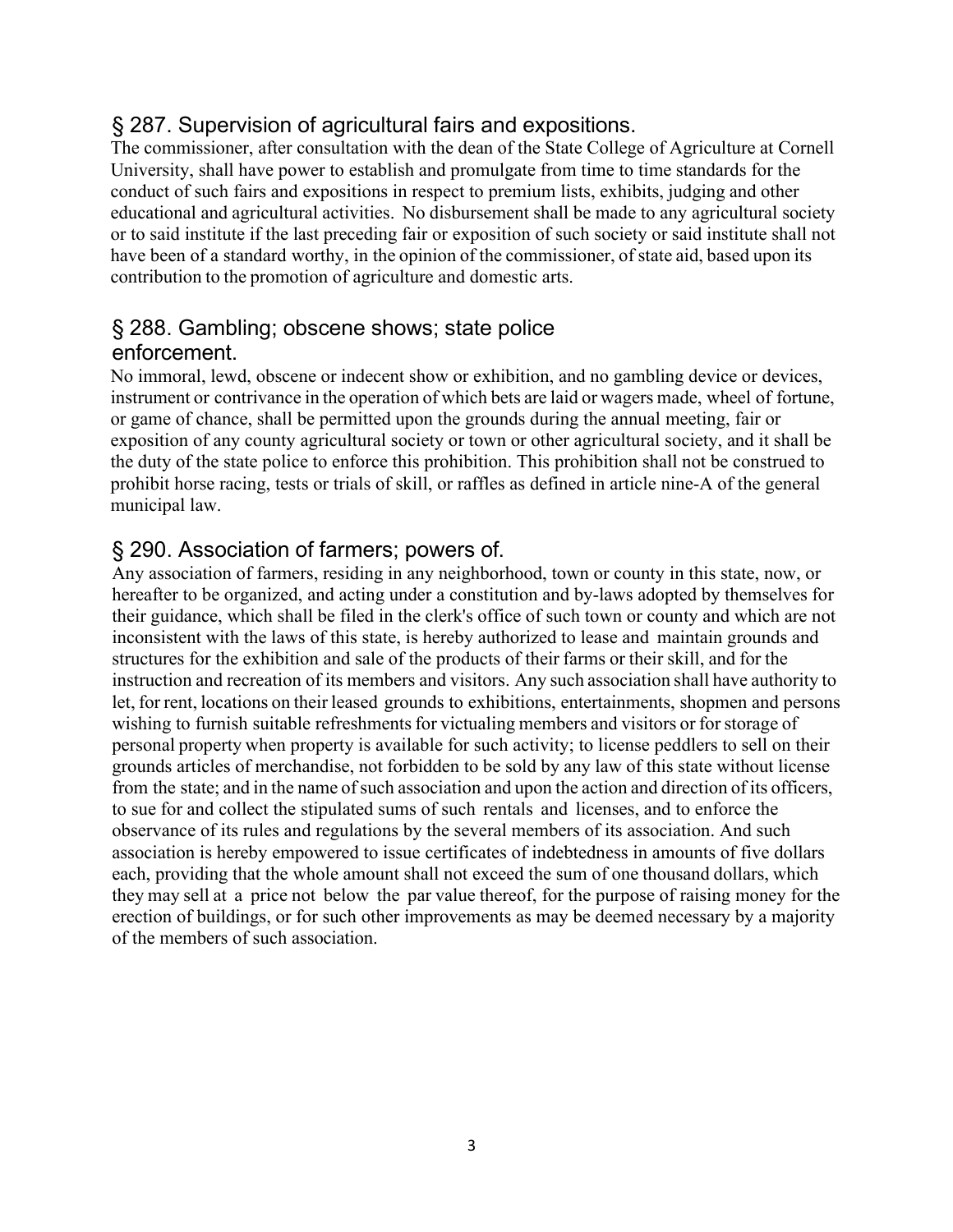## § 287. Supervision of agricultural fairs and expositions.

The commissioner, after consultation with the dean of the State College of Agriculture at Cornell University, shall have power to establish and promulgate from time to time standards for the conduct of such fairs and expositions in respect to premium lists, exhibits, judging and other educational and agricultural activities. No disbursement shall be made to any agricultural society or to said institute if the last preceding fair or exposition of such society or said institute shall not have been of a standard worthy, in the opinion of the commissioner, of state aid, based upon its contribution to the promotion of agriculture and domestic arts.

## § 288. Gambling; obscene shows; state police enforcement.

No immoral, lewd, obscene or indecent show or exhibition, and no gambling device or devices, instrument or contrivance in the operation of which bets are laid or wagers made, wheel of fortune, or game of chance, shall be permitted upon the grounds during the annual meeting, fair or exposition of any county agricultural society or town or other agricultural society, and it shall be the duty of the state police to enforce this prohibition. This prohibition shall not be construed to prohibit horse racing, tests or trials of skill, or raffles as defined in article nine-A of the general municipal law.

## § 290. Association of farmers; powers of.

Any association of farmers, residing in any neighborhood, town or county in this state, now, or hereafter to be organized, and acting under a constitution and by-laws adopted by themselves for their guidance, which shall be filed in the clerk's office of such town or county and which are not inconsistent with the laws of this state, is hereby authorized to lease and maintain grounds and structures for the exhibition and sale of the products of their farms or their skill, and for the instruction and recreation of its members and visitors. Any such association shall have authority to let, for rent, locations on their leased grounds to exhibitions, entertainments, shopmen and persons wishing to furnish suitable refreshments for victualing members and visitors or for storage of personal property when property is available for such activity; to license peddlers to sell on their grounds articles of merchandise, not forbidden to be sold by any law of this state without license from the state; and in the name of such association and upon the action and direction of its officers, to sue for and collect the stipulated sums of such rentals and licenses, and to enforce the observance of its rules and regulations by the several members of its association. And such association is hereby empowered to issue certificates of indebtedness in amounts of five dollars each, providing that the whole amount shall not exceed the sum of one thousand dollars, which they may sell at a price not below the par value thereof, for the purpose of raising money for the erection of buildings, or for such other improvements as may be deemed necessary by a majority of the members of such association.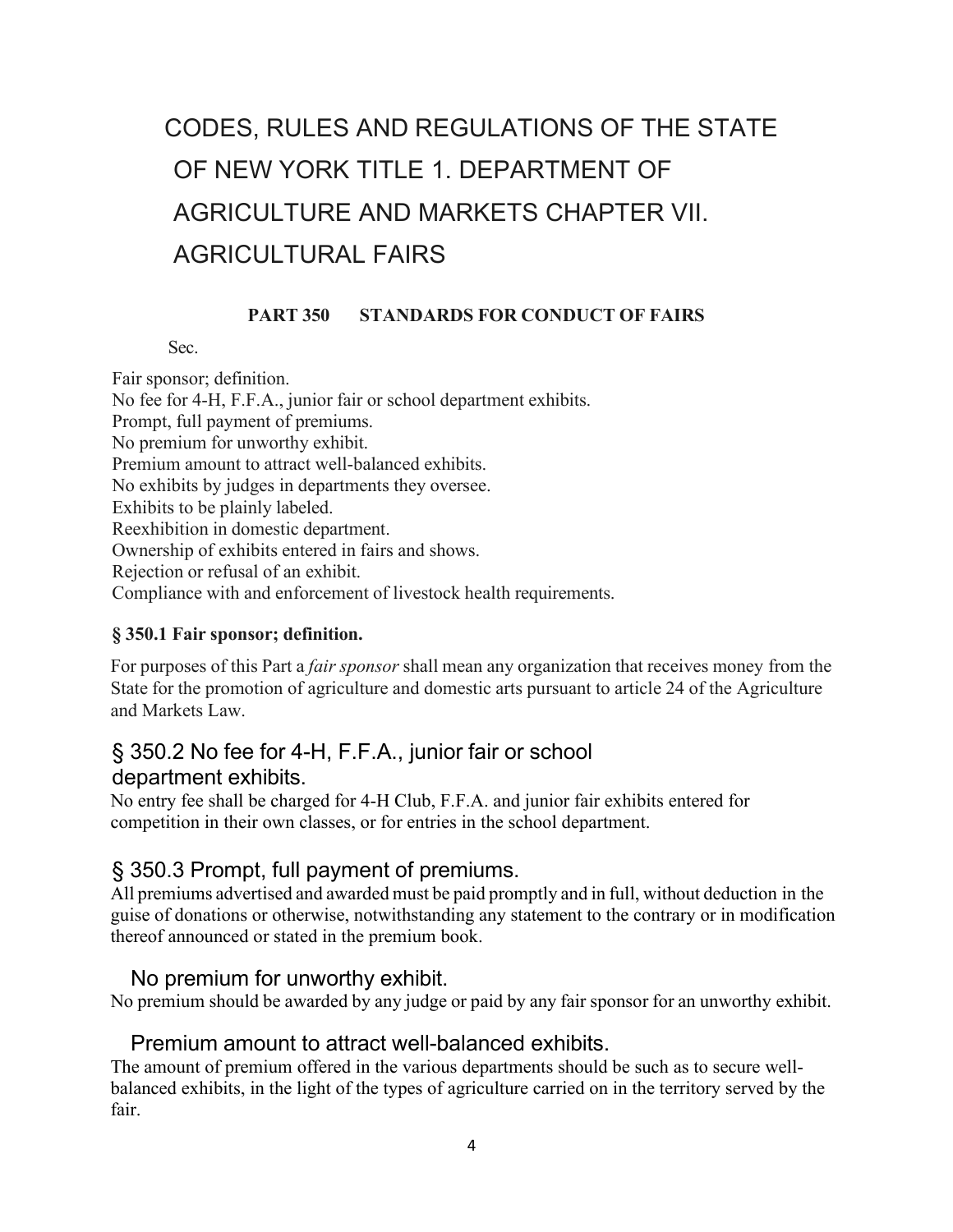# CODES, RULES AND REGULATIONS OF THE STATE OF NEW YORK TITLE 1. DEPARTMENT OF AGRICULTURE AND MARKETS CHAPTER VII. AGRICULTURAL FAIRS

## PART 350 STANDARDS FOR CONDUCT OF FAIRS

Sec.

Fair sponsor; definition.
No fee for 4-H, F.F.A., junior fair or school department exhibits.
Prompt, full payment of premiums.
No premium for unworthy exhibit.
Premium amount to attract well-balanced exhibits.
No exhibits by judges in departments they oversee.
Exhibits to be plainly labeled.
Reexhibition in domestic department.
Ownership of exhibits entered in fairs and shows.
Rejection or refusal of an exhibit.
Compliance with and enforcement of livestock health requirements.

### § 350.1 Fair sponsor; definition.

For purposes of this Part a *fair sponsor* shall mean any organization that receives money from the State for the promotion of agriculture and domestic arts pursuant to article 24 of the Agriculture and Markets Law.

### § 350.2 No fee for 4-H, F.F.A., junior fair or school department exhibits.

No entry fee shall be charged for 4-H Club, F.F.A. and junior fair exhibits entered for competition in their own classes, or for entries in the school department.

### § 350.3 Prompt, full payment of premiums.

All premiums advertised and awarded must be paid promptly and in full, without deduction in the guise of donations or otherwise, notwithstanding any statement to the contrary or in modification thereof announced or stated in the premium book.

### No premium for unworthy exhibit.

No premium should be awarded by any judge or paid by any fair sponsor for an unworthy exhibit.

### Premium amount to attract well-balanced exhibits.

The amount of premium offered in the various departments should be such as to secure well-balanced exhibits, in the light of the types of agriculture carried on in the territory served by the fair.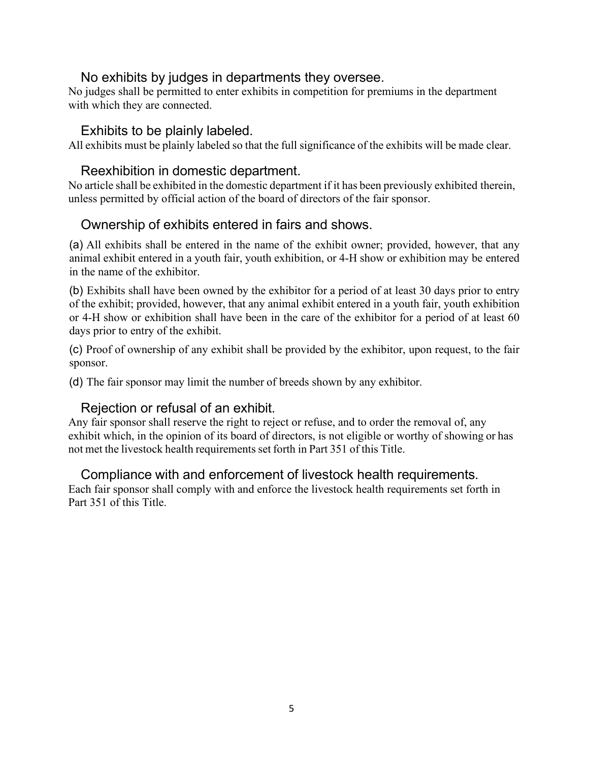### No exhibits by judges in departments they oversee.

No judges shall be permitted to enter exhibits in competition for premiums in the department with which they are connected.

### Exhibits to be plainly labeled.

All exhibits must be plainly labeled so that the full significance of the exhibits will be made clear.

### Reexhibition in domestic department.

No article shall be exhibited in the domestic department if it has been previously exhibited therein, unless permitted by official action of the board of directors of the fair sponsor.

### Ownership of exhibits entered in fairs and shows.

(a) All exhibits shall be entered in the name of the exhibit owner; provided, however, that any animal exhibit entered in a youth fair, youth exhibition, or 4-H show or exhibition may be entered in the name of the exhibitor.

(b) Exhibits shall have been owned by the exhibitor for a period of at least 30 days prior to entry of the exhibit; provided, however, that any animal exhibit entered in a youth fair, youth exhibition or 4-H show or exhibition shall have been in the care of the exhibitor for a period of at least 60 days prior to entry of the exhibit.

(c) Proof of ownership of any exhibit shall be provided by the exhibitor, upon request, to the fair sponsor.

(d) The fair sponsor may limit the number of breeds shown by any exhibitor.

### Rejection or refusal of an exhibit.

Any fair sponsor shall reserve the right to reject or refuse, and to order the removal of, any exhibit which, in the opinion of its board of directors, is not eligible or worthy of showing or has not met the livestock health requirements set forth in Part 351 of this Title.

### Compliance with and enforcement of livestock health requirements.

Each fair sponsor shall comply with and enforce the livestock health requirements set forth in Part 351 of this Title.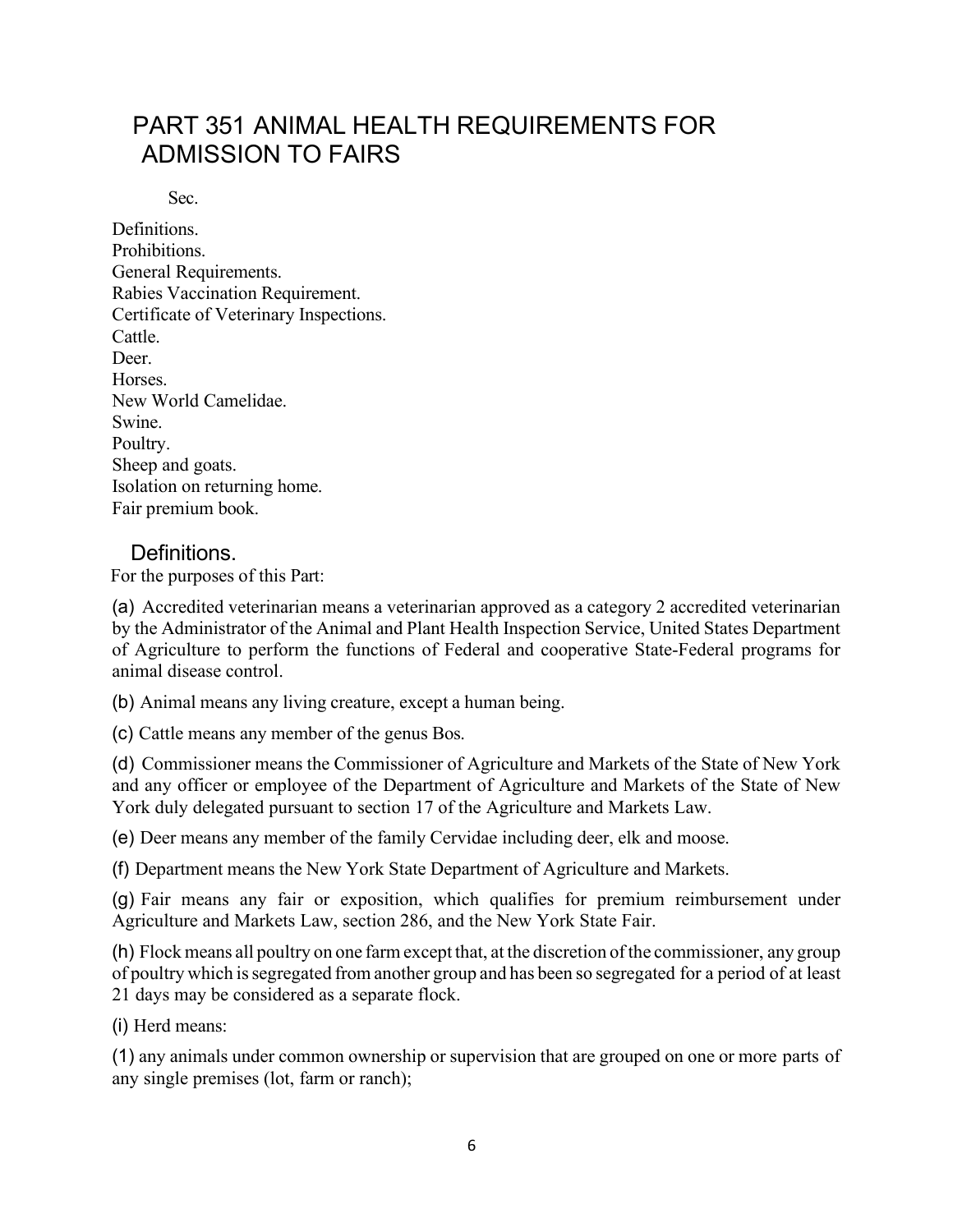# PART 351 ANIMAL HEALTH REQUIREMENTS FOR ADMISSION TO FAIRS

Sec.

Definitions.
Prohibitions.
General Requirements.
Rabies Vaccination Requirement.
Certificate of Veterinary Inspections.
Cattle.
Deer.
Horses.
New World Camelidae.
Swine.
Poultry.
Sheep and goats.
Isolation on returning home.
Fair premium book.

## Definitions.

For the purposes of this Part:

(a) Accredited veterinarian means a veterinarian approved as a category 2 accredited veterinarian by the Administrator of the Animal and Plant Health Inspection Service, United States Department of Agriculture to perform the functions of Federal and cooperative State-Federal programs for animal disease control.

(b) Animal means any living creature, except a human being.

(c) Cattle means any member of the genus Bos.

(d) Commissioner means the Commissioner of Agriculture and Markets of the State of New York and any officer or employee of the Department of Agriculture and Markets of the State of New York duly delegated pursuant to section 17 of the Agriculture and Markets Law.

(e) Deer means any member of the family Cervidae including deer, elk and moose.

(f) Department means the New York State Department of Agriculture and Markets.

(g) Fair means any fair or exposition, which qualifies for premium reimbursement under Agriculture and Markets Law, section 286, and the New York State Fair.

(h) Flock means all poultry on one farm except that, at the discretion of the commissioner, any group of poultry which is segregated from another group and has been so segregated for a period of at least 21 days may be considered as a separate flock.

(i) Herd means:

(1) any animals under common ownership or supervision that are grouped on one or more parts of any single premises (lot, farm or ranch);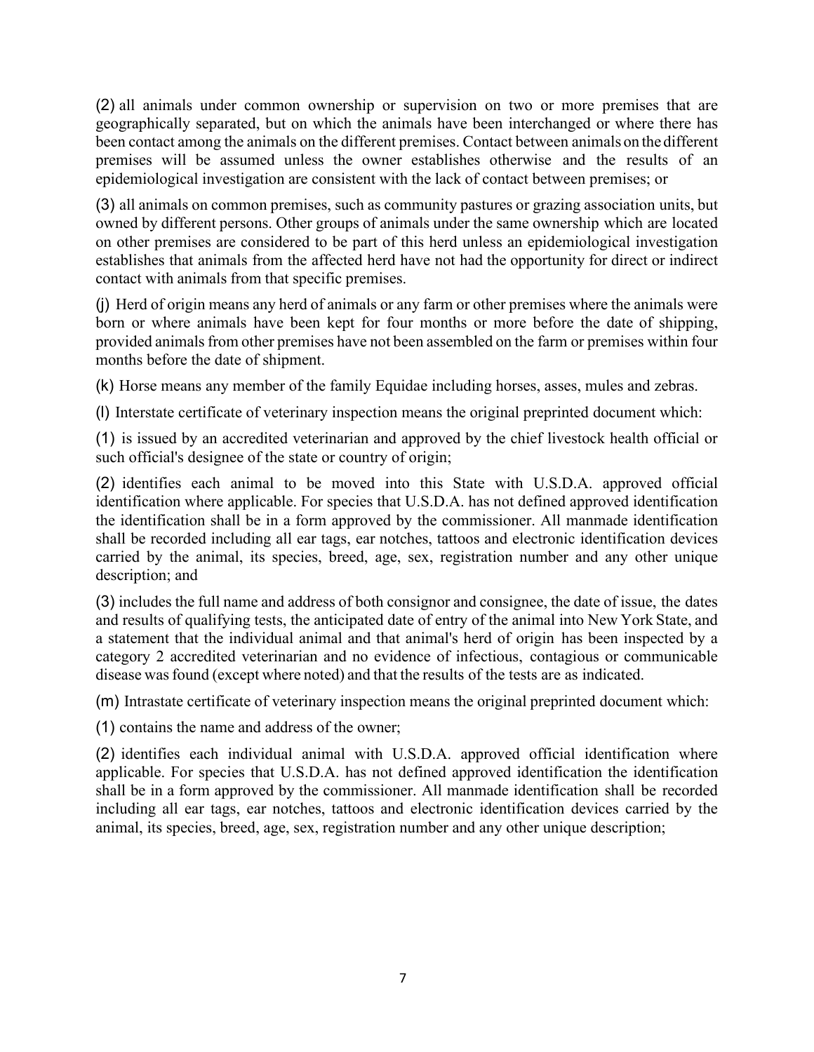(2) all animals under common ownership or supervision on two or more premises that are geographically separated, but on which the animals have been interchanged or where there has been contact among the animals on the different premises. Contact between animals on the different premises will be assumed unless the owner establishes otherwise and the results of an epidemiological investigation are consistent with the lack of contact between premises; or

(3) all animals on common premises, such as community pastures or grazing association units, but owned by different persons. Other groups of animals under the same ownership which are located on other premises are considered to be part of this herd unless an epidemiological investigation establishes that animals from the affected herd have not had the opportunity for direct or indirect contact with animals from that specific premises.

(j) Herd of origin means any herd of animals or any farm or other premises where the animals were born or where animals have been kept for four months or more before the date of shipping, provided animals from other premises have not been assembled on the farm or premises within four months before the date of shipment.

(k) Horse means any member of the family Equidae including horses, asses, mules and zebras.

(l) Interstate certificate of veterinary inspection means the original preprinted document which:

(1) is issued by an accredited veterinarian and approved by the chief livestock health official or such official's designee of the state or country of origin;

(2) identifies each animal to be moved into this State with U.S.D.A. approved official identification where applicable. For species that U.S.D.A. has not defined approved identification the identification shall be in a form approved by the commissioner. All manmade identification shall be recorded including all ear tags, ear notches, tattoos and electronic identification devices carried by the animal, its species, breed, age, sex, registration number and any other unique description; and

(3) includes the full name and address of both consignor and consignee, the date of issue, the dates and results of qualifying tests, the anticipated date of entry of the animal into New York State, and a statement that the individual animal and that animal's herd of origin has been inspected by a category 2 accredited veterinarian and no evidence of infectious, contagious or communicable disease was found (except where noted) and that the results of the tests are as indicated.

(m) Intrastate certificate of veterinary inspection means the original preprinted document which:

(1) contains the name and address of the owner;

(2) identifies each individual animal with U.S.D.A. approved official identification where applicable. For species that U.S.D.A. has not defined approved identification the identification shall be in a form approved by the commissioner. All manmade identification shall be recorded including all ear tags, ear notches, tattoos and electronic identification devices carried by the animal, its species, breed, age, sex, registration number and any other unique description;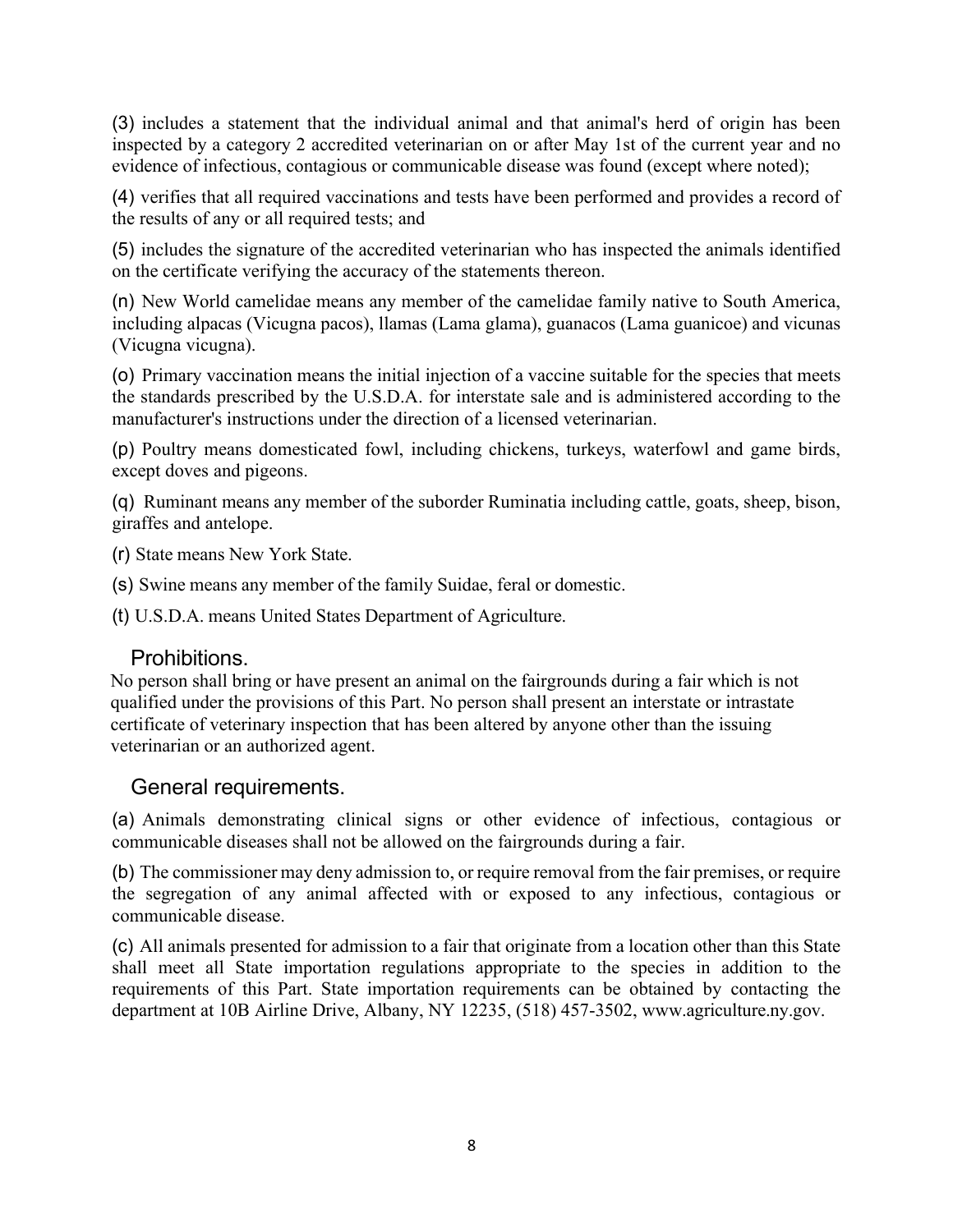(3) includes a statement that the individual animal and that animal's herd of origin has been inspected by a category 2 accredited veterinarian on or after May 1st of the current year and no evidence of infectious, contagious or communicable disease was found (except where noted);

(4) verifies that all required vaccinations and tests have been performed and provides a record of the results of any or all required tests; and

(5) includes the signature of the accredited veterinarian who has inspected the animals identified on the certificate verifying the accuracy of the statements thereon.

(n) New World camelidae means any member of the camelidae family native to South America, including alpacas (Vicugna pacos), llamas (Lama glama), guanacos (Lama guanicoe) and vicunas (Vicugna vicugna).

(o) Primary vaccination means the initial injection of a vaccine suitable for the species that meets the standards prescribed by the U.S.D.A. for interstate sale and is administered according to the manufacturer's instructions under the direction of a licensed veterinarian.

(p) Poultry means domesticated fowl, including chickens, turkeys, waterfowl and game birds, except doves and pigeons.

(q) Ruminant means any member of the suborder Ruminatia including cattle, goats, sheep, bison, giraffes and antelope.

(r) State means New York State.

(s) Swine means any member of the family Suidae, feral or domestic.

(t) U.S.D.A. means United States Department of Agriculture.

## Prohibitions.

No person shall bring or have present an animal on the fairgrounds during a fair which is not qualified under the provisions of this Part. No person shall present an interstate or intrastate certificate of veterinary inspection that has been altered by anyone other than the issuing veterinarian or an authorized agent.

## General requirements.

(a) Animals demonstrating clinical signs or other evidence of infectious, contagious or communicable diseases shall not be allowed on the fairgrounds during a fair.

(b) The commissioner may deny admission to, or require removal from the fair premises, or require the segregation of any animal affected with or exposed to any infectious, contagious or communicable disease.

(c) All animals presented for admission to a fair that originate from a location other than this State shall meet all State importation regulations appropriate to the species in addition to the requirements of this Part. State importation requirements can be obtained by contacting the department at 10B Airline Drive, Albany, NY 12235, (518) 457-3502, www.agriculture.ny.gov.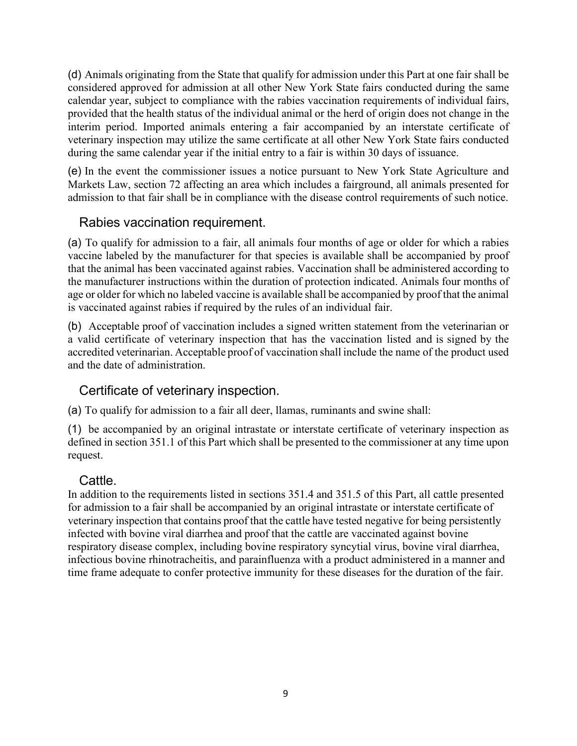(d) Animals originating from the State that qualify for admission under this Part at one fair shall be considered approved for admission at all other New York State fairs conducted during the same calendar year, subject to compliance with the rabies vaccination requirements of individual fairs, provided that the health status of the individual animal or the herd of origin does not change in the interim period. Imported animals entering a fair accompanied by an interstate certificate of veterinary inspection may utilize the same certificate at all other New York State fairs conducted during the same calendar year if the initial entry to a fair is within 30 days of issuance.

(e) In the event the commissioner issues a notice pursuant to New York State Agriculture and Markets Law, section 72 affecting an area which includes a fairground, all animals presented for admission to that fair shall be in compliance with the disease control requirements of such notice.

## Rabies vaccination requirement.

(a) To qualify for admission to a fair, all animals four months of age or older for which a rabies vaccine labeled by the manufacturer for that species is available shall be accompanied by proof that the animal has been vaccinated against rabies. Vaccination shall be administered according to the manufacturer instructions within the duration of protection indicated. Animals four months of age or older for which no labeled vaccine is available shall be accompanied by proof that the animal is vaccinated against rabies if required by the rules of an individual fair.

(b) Acceptable proof of vaccination includes a signed written statement from the veterinarian or a valid certificate of veterinary inspection that has the vaccination listed and is signed by the accredited veterinarian. Acceptable proof of vaccination shall include the name of the product used and the date of administration.

## Certificate of veterinary inspection.

(a) To qualify for admission to a fair all deer, llamas, ruminants and swine shall:

(1) be accompanied by an original intrastate or interstate certificate of veterinary inspection as defined in section 351.1 of this Part which shall be presented to the commissioner at any time upon request.

## Cattle.

In addition to the requirements listed in sections 351.4 and 351.5 of this Part, all cattle presented for admission to a fair shall be accompanied by an original intrastate or interstate certificate of veterinary inspection that contains proof that the cattle have tested negative for being persistently infected with bovine viral diarrhea and proof that the cattle are vaccinated against bovine respiratory disease complex, including bovine respiratory syncytial virus, bovine viral diarrhea, infectious bovine rhinotracheitis, and parainfluenza with a product administered in a manner and time frame adequate to confer protective immunity for these diseases for the duration of the fair.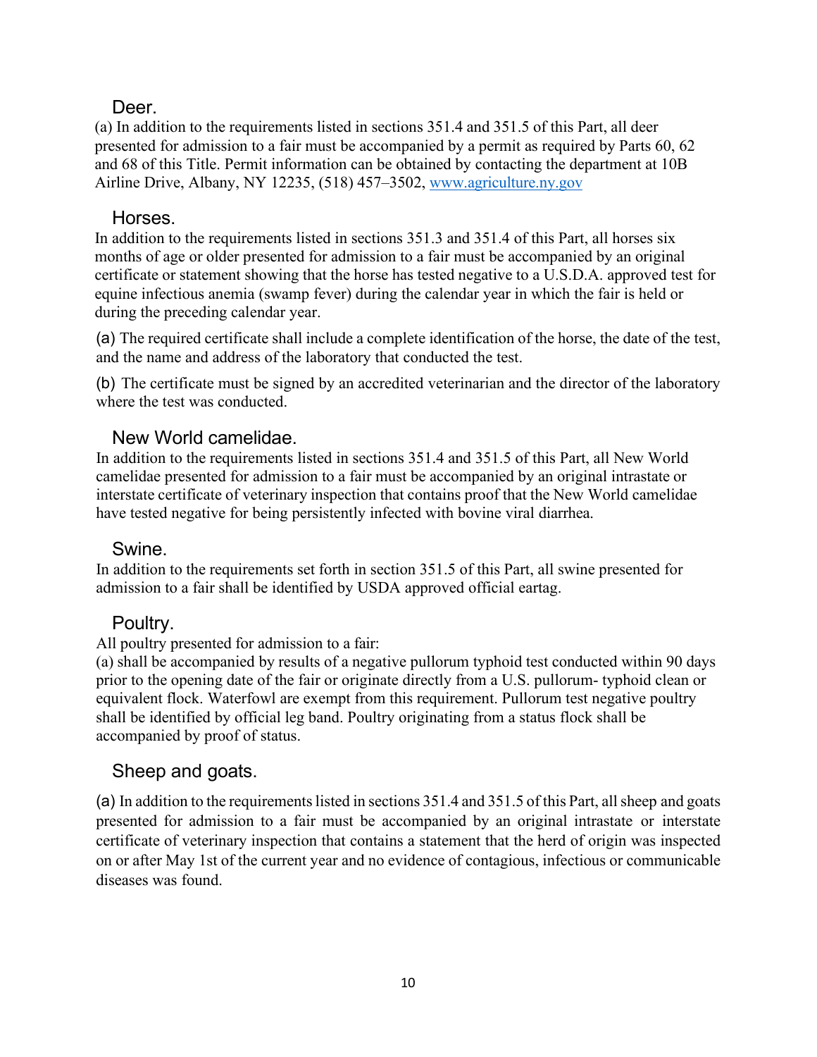### Deer.

(a) In addition to the requirements listed in sections 351.4 and 351.5 of this Part, all deer presented for admission to a fair must be accompanied by a permit as required by Parts 60, 62 and 68 of this Title. Permit information can be obtained by contacting the department at 10B Airline Drive, Albany, NY 12235, (518) 457–3502, www.agriculture.ny.gov

### Horses.

In addition to the requirements listed in sections 351.3 and 351.4 of this Part, all horses six months of age or older presented for admission to a fair must be accompanied by an original certificate or statement showing that the horse has tested negative to a U.S.D.A. approved test for equine infectious anemia (swamp fever) during the calendar year in which the fair is held or during the preceding calendar year.

(a) The required certificate shall include a complete identification of the horse, the date of the test, and the name and address of the laboratory that conducted the test.

(b) The certificate must be signed by an accredited veterinarian and the director of the laboratory where the test was conducted.

### New World camelidae.

In addition to the requirements listed in sections 351.4 and 351.5 of this Part, all New World camelidae presented for admission to a fair must be accompanied by an original intrastate or interstate certificate of veterinary inspection that contains proof that the New World camelidae have tested negative for being persistently infected with bovine viral diarrhea.

### Swine.

In addition to the requirements set forth in section 351.5 of this Part, all swine presented for admission to a fair shall be identified by USDA approved official eartag.

### Poultry.

All poultry presented for admission to a fair:
(a) shall be accompanied by results of a negative pullorum typhoid test conducted within 90 days prior to the opening date of the fair or originate directly from a U.S. pullorum- typhoid clean or equivalent flock. Waterfowl are exempt from this requirement. Pullorum test negative poultry shall be identified by official leg band. Poultry originating from a status flock shall be accompanied by proof of status.

### Sheep and goats.

(a) In addition to the requirements listed in sections 351.4 and 351.5 of this Part, all sheep and goats presented for admission to a fair must be accompanied by an original intrastate or interstate certificate of veterinary inspection that contains a statement that the herd of origin was inspected on or after May 1st of the current year and no evidence of contagious, infectious or communicable diseases was found.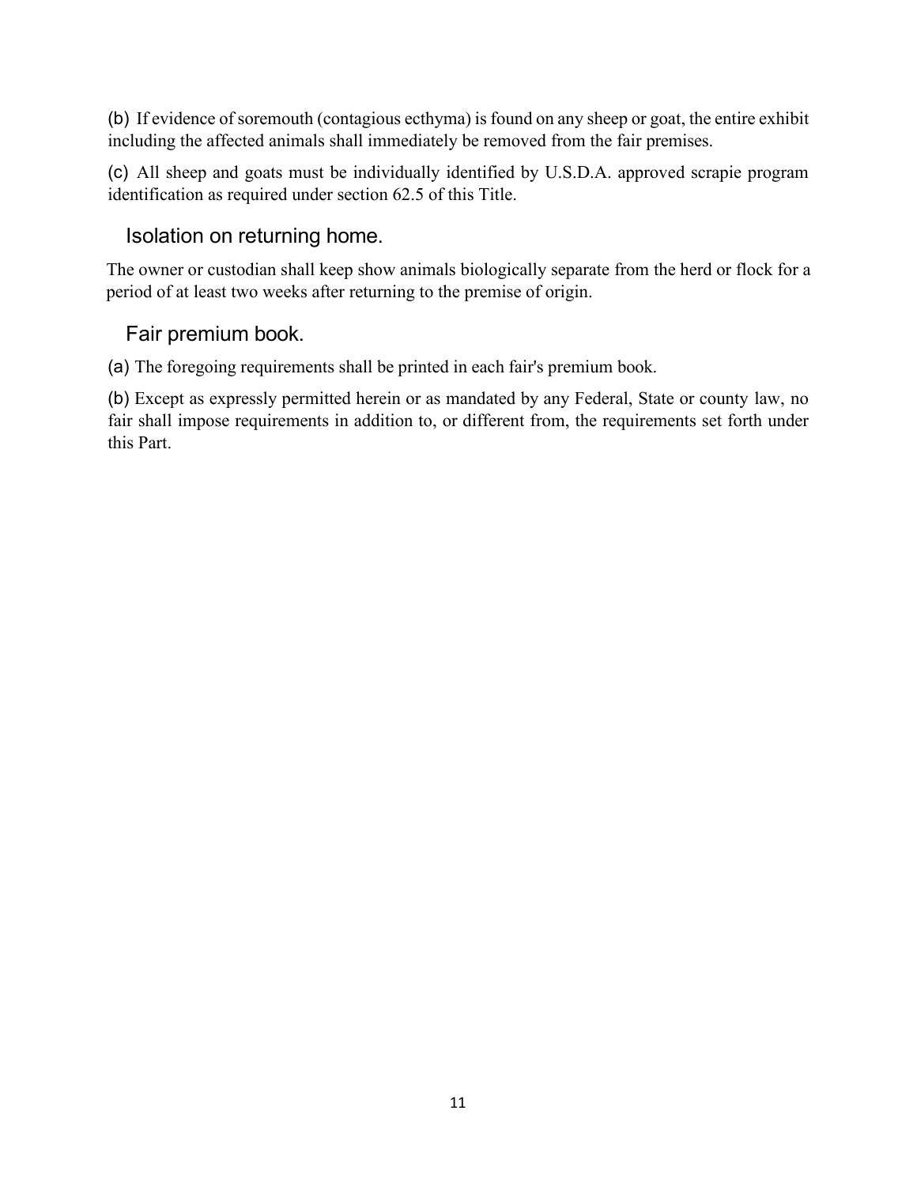(b) If evidence of soremouth (contagious ecthyma) is found on any sheep or goat, the entire exhibit including the affected animals shall immediately be removed from the fair premises.

(c) All sheep and goats must be individually identified by U.S.D.A. approved scrapie program identification as required under section 62.5 of this Title.

## Isolation on returning home.

The owner or custodian shall keep show animals biologically separate from the herd or flock for a period of at least two weeks after returning to the premise of origin.

## Fair premium book.

(a) The foregoing requirements shall be printed in each fair's premium book.

(b) Except as expressly permitted herein or as mandated by any Federal, State or county law, no fair shall impose requirements in addition to, or different from, the requirements set forth under this Part.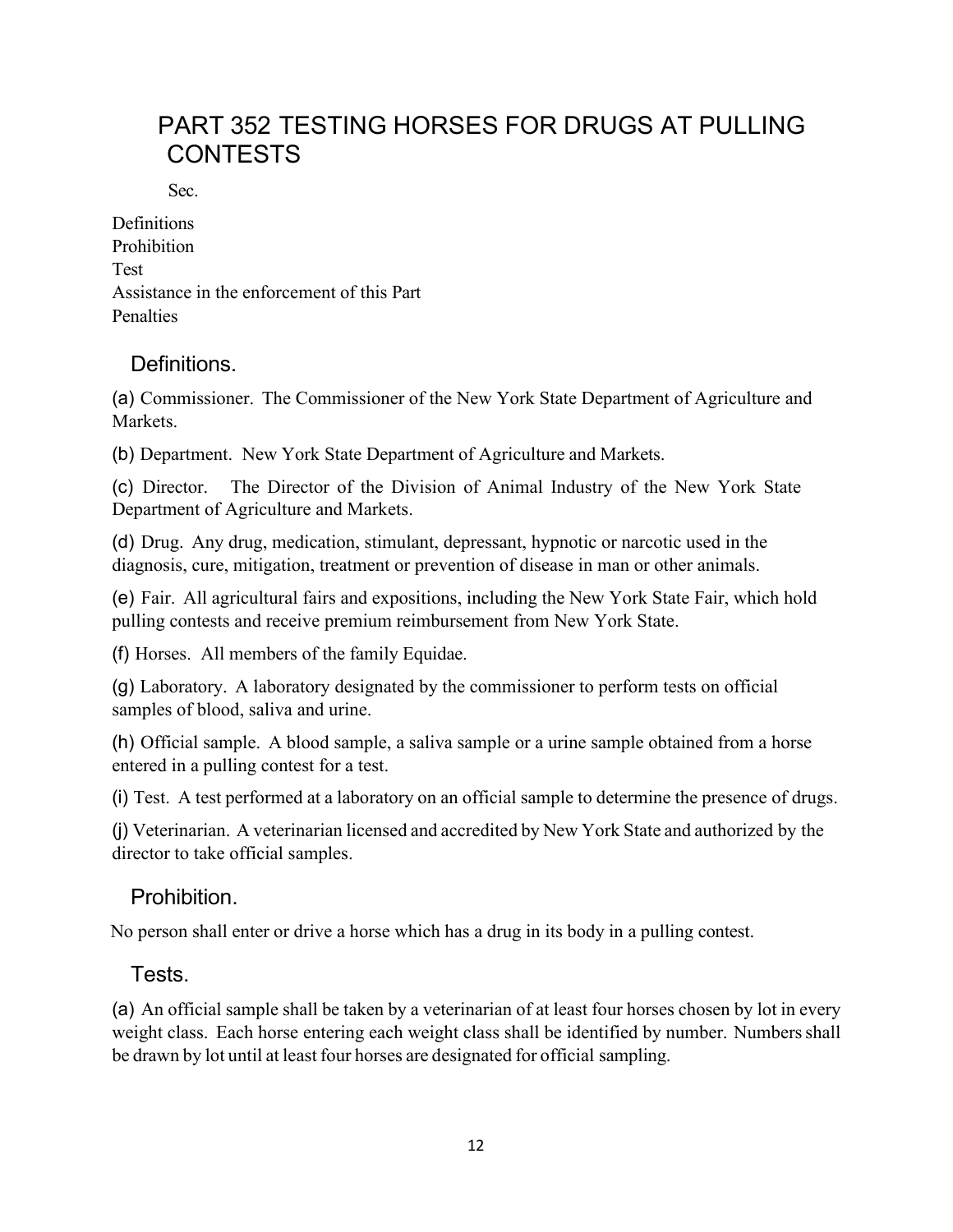# PART 352 TESTING HORSES FOR DRUGS AT PULLING CONTESTS

Sec.

Definitions
Prohibition
Test
Assistance in the enforcement of this Part
Penalties

## Definitions.

(a) Commissioner. The Commissioner of the New York State Department of Agriculture and Markets.

(b) Department. New York State Department of Agriculture and Markets.

(c) Director. The Director of the Division of Animal Industry of the New York State Department of Agriculture and Markets.

(d) Drug. Any drug, medication, stimulant, depressant, hypnotic or narcotic used in the diagnosis, cure, mitigation, treatment or prevention of disease in man or other animals.

(e) Fair. All agricultural fairs and expositions, including the New York State Fair, which hold pulling contests and receive premium reimbursement from New York State.

(f) Horses. All members of the family Equidae.

(g) Laboratory. A laboratory designated by the commissioner to perform tests on official samples of blood, saliva and urine.

(h) Official sample. A blood sample, a saliva sample or a urine sample obtained from a horse entered in a pulling contest for a test.

(i) Test. A test performed at a laboratory on an official sample to determine the presence of drugs.

(j) Veterinarian. A veterinarian licensed and accredited by New York State and authorized by the director to take official samples.

## Prohibition.

No person shall enter or drive a horse which has a drug in its body in a pulling contest.

## Tests.

(a) An official sample shall be taken by a veterinarian of at least four horses chosen by lot in every weight class. Each horse entering each weight class shall be identified by number. Numbers shall be drawn by lot until at least four horses are designated for official sampling.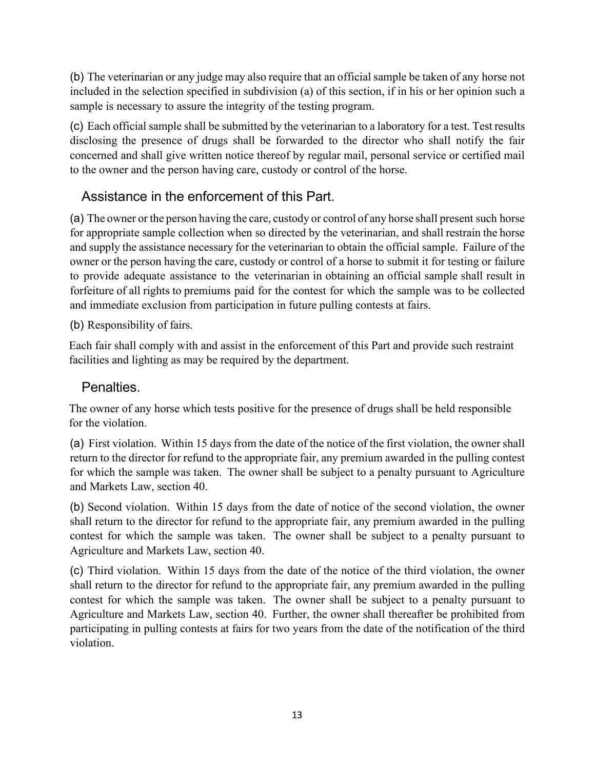(b) The veterinarian or any judge may also require that an official sample be taken of any horse not included in the selection specified in subdivision (a) of this section, if in his or her opinion such a sample is necessary to assure the integrity of the testing program.

(c) Each official sample shall be submitted by the veterinarian to a laboratory for a test. Test results disclosing the presence of drugs shall be forwarded to the director who shall notify the fair concerned and shall give written notice thereof by regular mail, personal service or certified mail to the owner and the person having care, custody or control of the horse.

## Assistance in the enforcement of this Part.

(a) The owner or the person having the care, custody or control of any horse shall present such horse for appropriate sample collection when so directed by the veterinarian, and shall restrain the horse and supply the assistance necessary for the veterinarian to obtain the official sample. Failure of the owner or the person having the care, custody or control of a horse to submit it for testing or failure to provide adequate assistance to the veterinarian in obtaining an official sample shall result in forfeiture of all rights to premiums paid for the contest for which the sample was to be collected and immediate exclusion from participation in future pulling contests at fairs.

(b) Responsibility of fairs.

Each fair shall comply with and assist in the enforcement of this Part and provide such restraint facilities and lighting as may be required by the department.

## Penalties.

The owner of any horse which tests positive for the presence of drugs shall be held responsible for the violation.

(a) First violation. Within 15 days from the date of the notice of the first violation, the owner shall return to the director for refund to the appropriate fair, any premium awarded in the pulling contest for which the sample was taken. The owner shall be subject to a penalty pursuant to Agriculture and Markets Law, section 40.

(b) Second violation. Within 15 days from the date of notice of the second violation, the owner shall return to the director for refund to the appropriate fair, any premium awarded in the pulling contest for which the sample was taken. The owner shall be subject to a penalty pursuant to Agriculture and Markets Law, section 40.

(c) Third violation. Within 15 days from the date of the notice of the third violation, the owner shall return to the director for refund to the appropriate fair, any premium awarded in the pulling contest for which the sample was taken. The owner shall be subject to a penalty pursuant to Agriculture and Markets Law, section 40. Further, the owner shall thereafter be prohibited from participating in pulling contests at fairs for two years from the date of the notification of the third violation.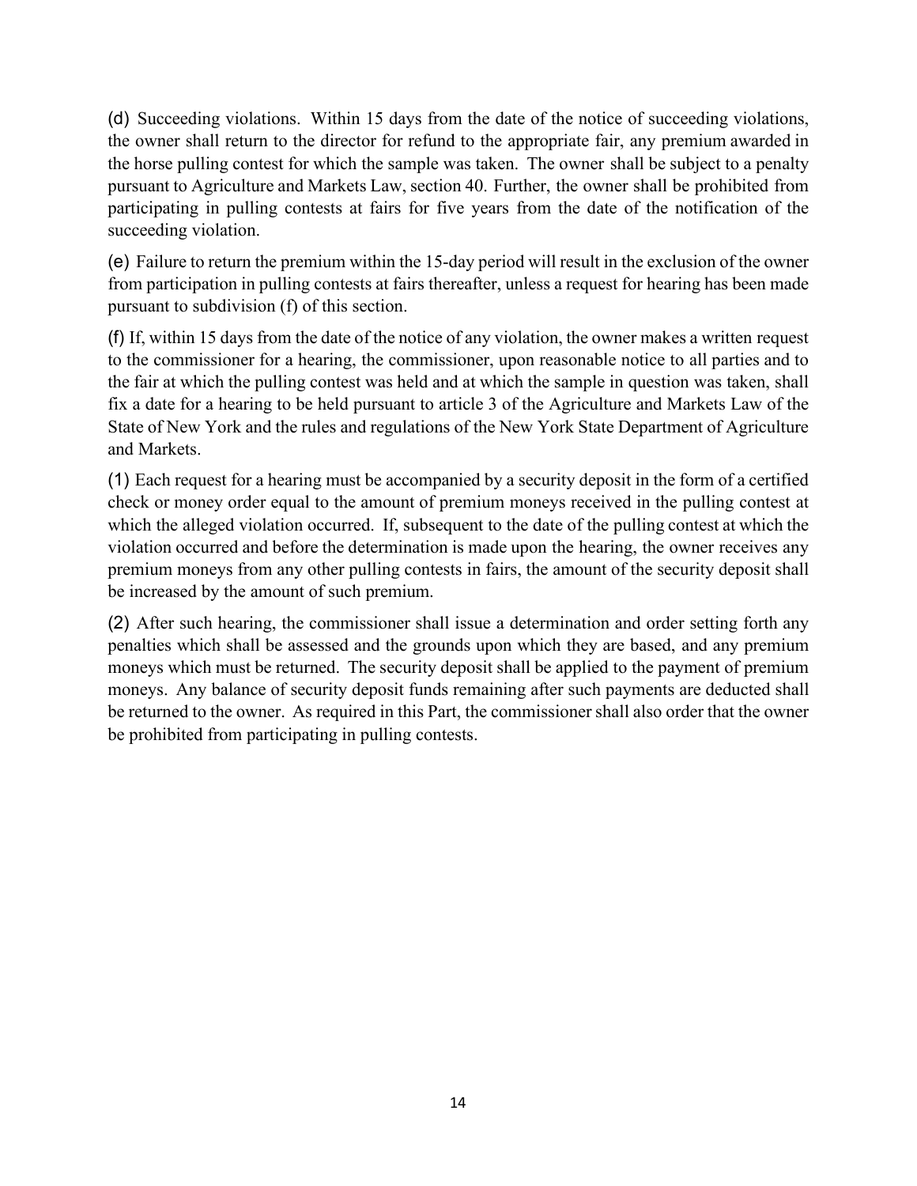(d) Succeeding violations. Within 15 days from the date of the notice of succeeding violations, the owner shall return to the director for refund to the appropriate fair, any premium awarded in the horse pulling contest for which the sample was taken. The owner shall be subject to a penalty pursuant to Agriculture and Markets Law, section 40. Further, the owner shall be prohibited from participating in pulling contests at fairs for five years from the date of the notification of the succeeding violation.

(e) Failure to return the premium within the 15-day period will result in the exclusion of the owner from participation in pulling contests at fairs thereafter, unless a request for hearing has been made pursuant to subdivision (f) of this section.

(f) If, within 15 days from the date of the notice of any violation, the owner makes a written request to the commissioner for a hearing, the commissioner, upon reasonable notice to all parties and to the fair at which the pulling contest was held and at which the sample in question was taken, shall fix a date for a hearing to be held pursuant to article 3 of the Agriculture and Markets Law of the State of New York and the rules and regulations of the New York State Department of Agriculture and Markets.

(1) Each request for a hearing must be accompanied by a security deposit in the form of a certified check or money order equal to the amount of premium moneys received in the pulling contest at which the alleged violation occurred. If, subsequent to the date of the pulling contest at which the violation occurred and before the determination is made upon the hearing, the owner receives any premium moneys from any other pulling contests in fairs, the amount of the security deposit shall be increased by the amount of such premium.

(2) After such hearing, the commissioner shall issue a determination and order setting forth any penalties which shall be assessed and the grounds upon which they are based, and any premium moneys which must be returned. The security deposit shall be applied to the payment of premium moneys. Any balance of security deposit funds remaining after such payments are deducted shall be returned to the owner. As required in this Part, the commissioner shall also order that the owner be prohibited from participating in pulling contests.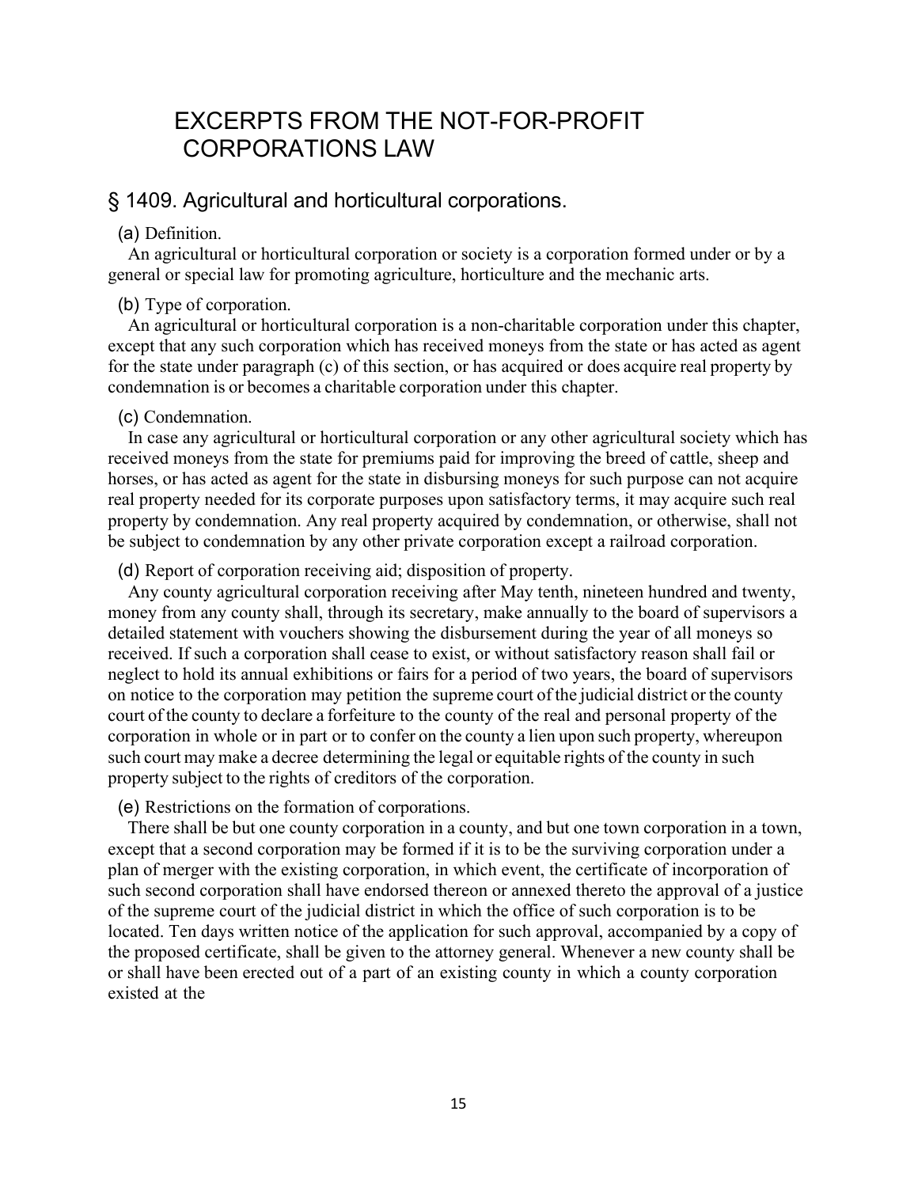# EXCERPTS FROM THE NOT-FOR-PROFIT CORPORATIONS LAW

## § 1409. Agricultural and horticultural corporations.

(a) Definition.

An agricultural or horticultural corporation or society is a corporation formed under or by a general or special law for promoting agriculture, horticulture and the mechanic arts.

(b) Type of corporation.

An agricultural or horticultural corporation is a non-charitable corporation under this chapter, except that any such corporation which has received moneys from the state or has acted as agent for the state under paragraph (c) of this section, or has acquired or does acquire real property by condemnation is or becomes a charitable corporation under this chapter.

(c) Condemnation.

In case any agricultural or horticultural corporation or any other agricultural society which has received moneys from the state for premiums paid for improving the breed of cattle, sheep and horses, or has acted as agent for the state in disbursing moneys for such purpose can not acquire real property needed for its corporate purposes upon satisfactory terms, it may acquire such real property by condemnation. Any real property acquired by condemnation, or otherwise, shall not be subject to condemnation by any other private corporation except a railroad corporation.

(d) Report of corporation receiving aid; disposition of property.

Any county agricultural corporation receiving after May tenth, nineteen hundred and twenty, money from any county shall, through its secretary, make annually to the board of supervisors a detailed statement with vouchers showing the disbursement during the year of all moneys so received. If such a corporation shall cease to exist, or without satisfactory reason shall fail or neglect to hold its annual exhibitions or fairs for a period of two years, the board of supervisors on notice to the corporation may petition the supreme court of the judicial district or the county court of the county to declare a forfeiture to the county of the real and personal property of the corporation in whole or in part or to confer on the county a lien upon such property, whereupon such court may make a decree determining the legal or equitable rights of the county in such property subject to the rights of creditors of the corporation.

(e) Restrictions on the formation of corporations.

There shall be but one county corporation in a county, and but one town corporation in a town, except that a second corporation may be formed if it is to be the surviving corporation under a plan of merger with the existing corporation, in which event, the certificate of incorporation of such second corporation shall have endorsed thereon or annexed thereto the approval of a justice of the supreme court of the judicial district in which the office of such corporation is to be located. Ten days written notice of the application for such approval, accompanied by a copy of the proposed certificate, shall be given to the attorney general. Whenever a new county shall be or shall have been erected out of a part of an existing county in which a county corporation existed at the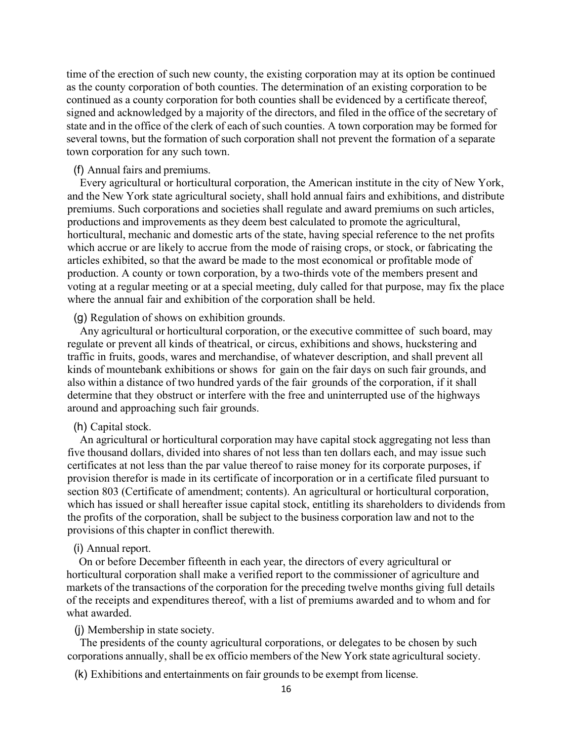time of the erection of such new county, the existing corporation may at its option be continued as the county corporation of both counties. The determination of an existing corporation to be continued as a county corporation for both counties shall be evidenced by a certificate thereof, signed and acknowledged by a majority of the directors, and filed in the office of the secretary of state and in the office of the clerk of each of such counties. A town corporation may be formed for several towns, but the formation of such corporation shall not prevent the formation of a separate town corporation for any such town.

(f) Annual fairs and premiums.

Every agricultural or horticultural corporation, the American institute in the city of New York, and the New York state agricultural society, shall hold annual fairs and exhibitions, and distribute premiums. Such corporations and societies shall regulate and award premiums on such articles, productions and improvements as they deem best calculated to promote the agricultural, horticultural, mechanic and domestic arts of the state, having special reference to the net profits which accrue or are likely to accrue from the mode of raising crops, or stock, or fabricating the articles exhibited, so that the award be made to the most economical or profitable mode of production. A county or town corporation, by a two-thirds vote of the members present and voting at a regular meeting or at a special meeting, duly called for that purpose, may fix the place where the annual fair and exhibition of the corporation shall be held.

(g) Regulation of shows on exhibition grounds.

Any agricultural or horticultural corporation, or the executive committee of such board, may regulate or prevent all kinds of theatrical, or circus, exhibitions and shows, huckstering and traffic in fruits, goods, wares and merchandise, of whatever description, and shall prevent all kinds of mountebank exhibitions or shows for gain on the fair days on such fair grounds, and also within a distance of two hundred yards of the fair grounds of the corporation, if it shall determine that they obstruct or interfere with the free and uninterrupted use of the highways around and approaching such fair grounds.

(h) Capital stock.

An agricultural or horticultural corporation may have capital stock aggregating not less than five thousand dollars, divided into shares of not less than ten dollars each, and may issue such certificates at not less than the par value thereof to raise money for its corporate purposes, if provision therefor is made in its certificate of incorporation or in a certificate filed pursuant to section 803 (Certificate of amendment; contents). An agricultural or horticultural corporation, which has issued or shall hereafter issue capital stock, entitling its shareholders to dividends from the profits of the corporation, shall be subject to the business corporation law and not to the provisions of this chapter in conflict therewith.

(i) Annual report.

On or before December fifteenth in each year, the directors of every agricultural or horticultural corporation shall make a verified report to the commissioner of agriculture and markets of the transactions of the corporation for the preceding twelve months giving full details of the receipts and expenditures thereof, with a list of premiums awarded and to whom and for what awarded.

(j) Membership in state society.

The presidents of the county agricultural corporations, or delegates to be chosen by such corporations annually, shall be ex officio members of the New York state agricultural society.

(k) Exhibitions and entertainments on fair grounds to be exempt from license.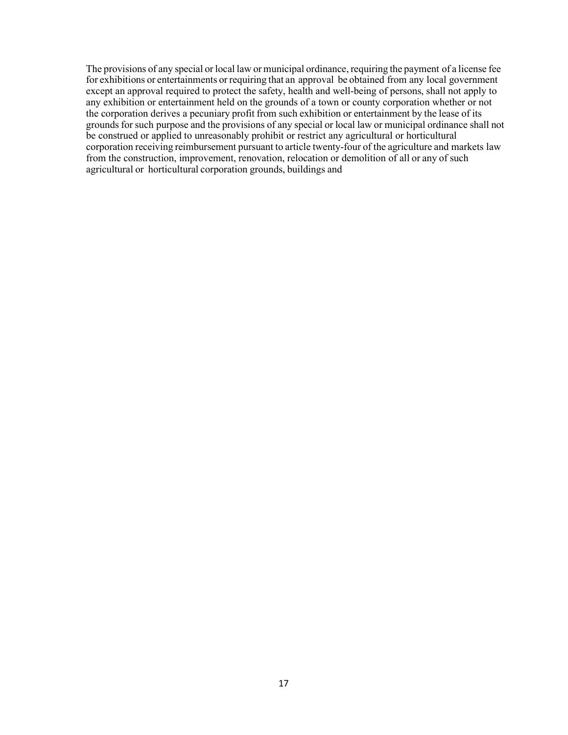The provisions of any special or local law or municipal ordinance, requiring the payment of a license fee for exhibitions or entertainments or requiring that an approval be obtained from any local government except an approval required to protect the safety, health and well-being of persons, shall not apply to any exhibition or entertainment held on the grounds of a town or county corporation whether or not the corporation derives a pecuniary profit from such exhibition or entertainment by the lease of its grounds for such purpose and the provisions of any special or local law or municipal ordinance shall not be construed or applied to unreasonably prohibit or restrict any agricultural or horticultural corporation receiving reimbursement pursuant to article twenty-four of the agriculture and markets law from the construction, improvement, renovation, relocation or demolition of all or any of such agricultural or horticultural corporation grounds, buildings and